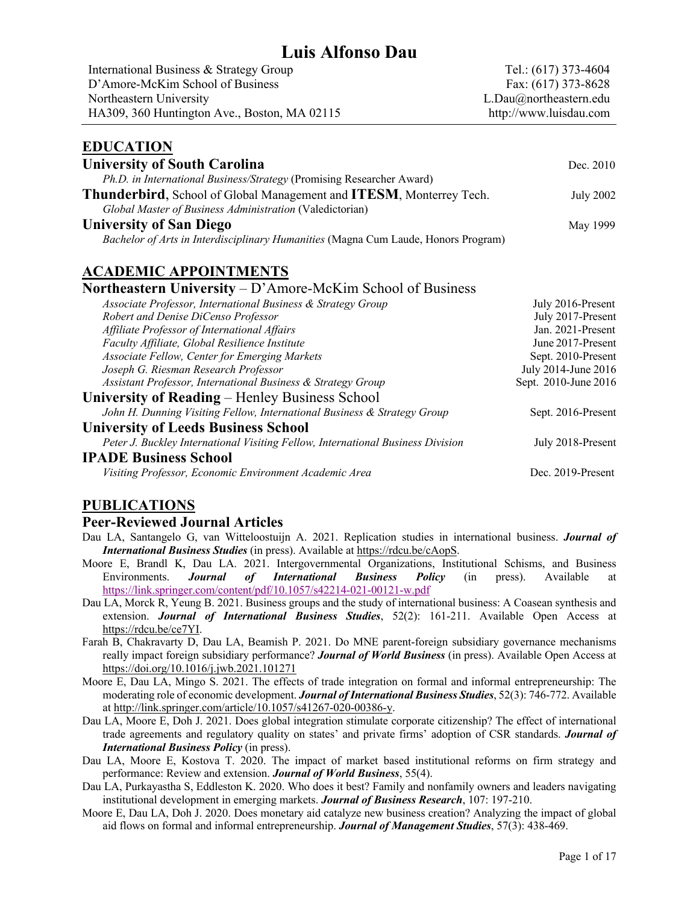# Luis Alfonso Dau

International Business & Strategy Group
D'Amore-McKim School of Business
Northeastern University
HA309, 360 Huntington Ave., Boston, MA 02115

Tel.: (617) 373-4604
Fax: (617) 373-8628
L.Dau@northeastern.edu
http://www.luisdau.com

## EDUCATION

**University of South Carolina** — Dec. 2010
*Ph.D. in International Business/Strategy* (Promising Researcher Award)

**Thunderbird**, School of Global Management and **ITESM**, Monterrey Tech. — July 2002
*Global Master of Business Administration* (Valedictorian)

**University of San Diego** — May 1999
*Bachelor of Arts in Interdisciplinary Humanities* (Magna Cum Laude, Honors Program)

## ACADEMIC APPOINTMENTS

**Northeastern University** – D'Amore-McKim School of Business

- *Associate Professor, International Business & Strategy Group* — July 2016-Present
- *Robert and Denise DiCenso Professor* — July 2017-Present
- *Affiliate Professor of International Affairs* — Jan. 2021-Present
- *Faculty Affiliate, Global Resilience Institute* — June 2017-Present
- *Associate Fellow, Center for Emerging Markets* — Sept. 2010-Present
- *Joseph G. Riesman Research Professor* — July 2014-June 2016
- *Assistant Professor, International Business & Strategy Group* — Sept. 2010-June 2016

**University of Reading** – Henley Business School

- *John H. Dunning Visiting Fellow, International Business & Strategy Group* — Sept. 2016-Present

**University of Leeds Business School**

- *Peter J. Buckley International Visiting Fellow, International Business Division* — July 2018-Present

**IPADE Business School**

- *Visiting Professor, Economic Environment Academic Area* — Dec. 2019-Present

## PUBLICATIONS

### Peer-Reviewed Journal Articles

Dau LA, Santangelo G, van Witteloostuijn A. 2021. Replication studies in international business. ***Journal of International Business Studies*** (in press). Available at https://rdcu.be/cAopS.

Moore E, Brandl K, Dau LA. 2021. Intergovernmental Organizations, Institutional Schisms, and Business Environments. ***Journal of International Business Policy*** (in press). Available at https://link.springer.com/content/pdf/10.1057/s42214-021-00121-w.pdf

Dau LA, Morck R, Yeung B. 2021. Business groups and the study of international business: A Coasean synthesis and extension. ***Journal of International Business Studies***, 52(2): 161-211. Available Open Access at https://rdcu.be/ce7YI.

Farah B, Chakravarty D, Dau LA, Beamish P. 2021. Do MNE parent-foreign subsidiary governance mechanisms really impact foreign subsidiary performance? ***Journal of World Business*** (in press). Available Open Access at https://doi.org/10.1016/j.jwb.2021.101271

Moore E, Dau LA, Mingo S. 2021. The effects of trade integration on formal and informal entrepreneurship: The moderating role of economic development. ***Journal of International Business Studies***, 52(3): 746-772. Available at http://link.springer.com/article/10.1057/s41267-020-00386-y.

Dau LA, Moore E, Doh J. 2021. Does global integration stimulate corporate citizenship? The effect of international trade agreements and regulatory quality on states' and private firms' adoption of CSR standards. ***Journal of International Business Policy*** (in press).

Dau LA, Moore E, Kostova T. 2020. The impact of market based institutional reforms on firm strategy and performance: Review and extension. ***Journal of World Business***, 55(4).

Dau LA, Purkayastha S, Eddleston K. 2020. Who does it best? Family and nonfamily owners and leaders navigating institutional development in emerging markets. ***Journal of Business Research***, 107: 197-210.

Moore E, Dau LA, Doh J. 2020. Does monetary aid catalyze new business creation? Analyzing the impact of global aid flows on formal and informal entrepreneurship. ***Journal of Management Studies***, 57(3): 438-469.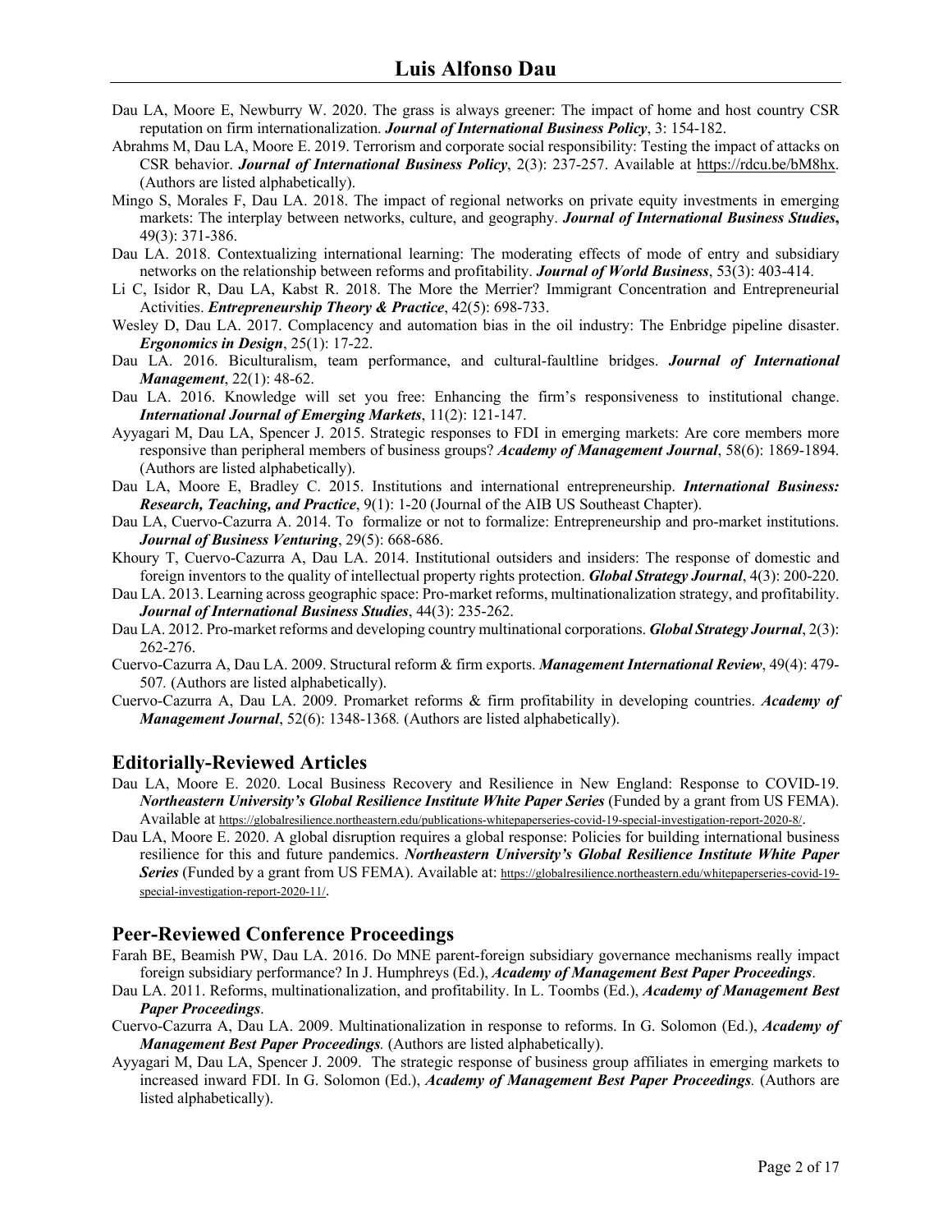Dau LA, Moore E, Newburry W. 2020. The grass is always greener: The impact of home and host country CSR reputation on firm internationalization. ***Journal of International Business Policy***, 3: 154-182.

Abrahms M, Dau LA, Moore E. 2019. Terrorism and corporate social responsibility: Testing the impact of attacks on CSR behavior. ***Journal of International Business Policy***, 2(3): 237-257. Available at https://rdcu.be/bM8hx. (Authors are listed alphabetically).

Mingo S, Morales F, Dau LA. 2018. The impact of regional networks on private equity investments in emerging markets: The interplay between networks, culture, and geography. ***Journal of International Business Studies***, 49(3): 371-386.

Dau LA. 2018. Contextualizing international learning: The moderating effects of mode of entry and subsidiary networks on the relationship between reforms and profitability. ***Journal of World Business***, 53(3): 403-414.

Li C, Isidor R, Dau LA, Kabst R. 2018. The More the Merrier? Immigrant Concentration and Entrepreneurial Activities. ***Entrepreneurship Theory & Practice***, 42(5): 698-733.

Wesley D, Dau LA. 2017. Complacency and automation bias in the oil industry: The Enbridge pipeline disaster. ***Ergonomics in Design***, 25(1): 17-22.

Dau LA. 2016. Biculturalism, team performance, and cultural-faultline bridges. ***Journal of International Management***, 22(1): 48-62.

Dau LA. 2016. Knowledge will set you free: Enhancing the firm's responsiveness to institutional change. ***International Journal of Emerging Markets***, 11(2): 121-147.

Ayyagari M, Dau LA, Spencer J. 2015. Strategic responses to FDI in emerging markets: Are core members more responsive than peripheral members of business groups? ***Academy of Management Journal***, 58(6): 1869-1894. (Authors are listed alphabetically).

Dau LA, Moore E, Bradley C. 2015. Institutions and international entrepreneurship. ***International Business: Research, Teaching, and Practice***, 9(1): 1-20 (Journal of the AIB US Southeast Chapter).

Dau LA, Cuervo-Cazurra A. 2014. To formalize or not to formalize: Entrepreneurship and pro-market institutions. ***Journal of Business Venturing***, 29(5): 668-686.

Khoury T, Cuervo-Cazurra A, Dau LA. 2014. Institutional outsiders and insiders: The response of domestic and foreign inventors to the quality of intellectual property rights protection. ***Global Strategy Journal***, 4(3): 200-220.

Dau LA. 2013. Learning across geographic space: Pro-market reforms, multinationalization strategy, and profitability. ***Journal of International Business Studies***, 44(3): 235-262.

Dau LA. 2012. Pro-market reforms and developing country multinational corporations. ***Global Strategy Journal***, 2(3): 262-276.

Cuervo-Cazurra A, Dau LA. 2009. Structural reform & firm exports. ***Management International Review***, 49(4): 479-507. (Authors are listed alphabetically).

Cuervo-Cazurra A, Dau LA. 2009. Promarket reforms & firm profitability in developing countries. ***Academy of Management Journal***, 52(6): 1348-1368. (Authors are listed alphabetically).

## Editorially-Reviewed Articles

Dau LA, Moore E. 2020. Local Business Recovery and Resilience in New England: Response to COVID-19. ***Northeastern University's Global Resilience Institute White Paper Series*** (Funded by a grant from US FEMA). Available at https://globalresilience.northeastern.edu/publications-whitepaperseries-covid-19-special-investigation-report-2020-8/.

Dau LA, Moore E. 2020. A global disruption requires a global response: Policies for building international business resilience for this and future pandemics. ***Northeastern University's Global Resilience Institute White Paper Series*** (Funded by a grant from US FEMA). Available at: https://globalresilience.northeastern.edu/whitepaperseries-covid-19-special-investigation-report-2020-11/.

## Peer-Reviewed Conference Proceedings

Farah BE, Beamish PW, Dau LA. 2016. Do MNE parent-foreign subsidiary governance mechanisms really impact foreign subsidiary performance? In J. Humphreys (Ed.), ***Academy of Management Best Paper Proceedings***.

Dau LA. 2011. Reforms, multinationalization, and profitability. In L. Toombs (Ed.), ***Academy of Management Best Paper Proceedings***.

Cuervo-Cazurra A, Dau LA. 2009. Multinationalization in response to reforms. In G. Solomon (Ed.), ***Academy of Management Best Paper Proceedings***. (Authors are listed alphabetically).

Ayyagari M, Dau LA, Spencer J. 2009. The strategic response of business group affiliates in emerging markets to increased inward FDI. In G. Solomon (Ed.), ***Academy of Management Best Paper Proceedings***. (Authors are listed alphabetically).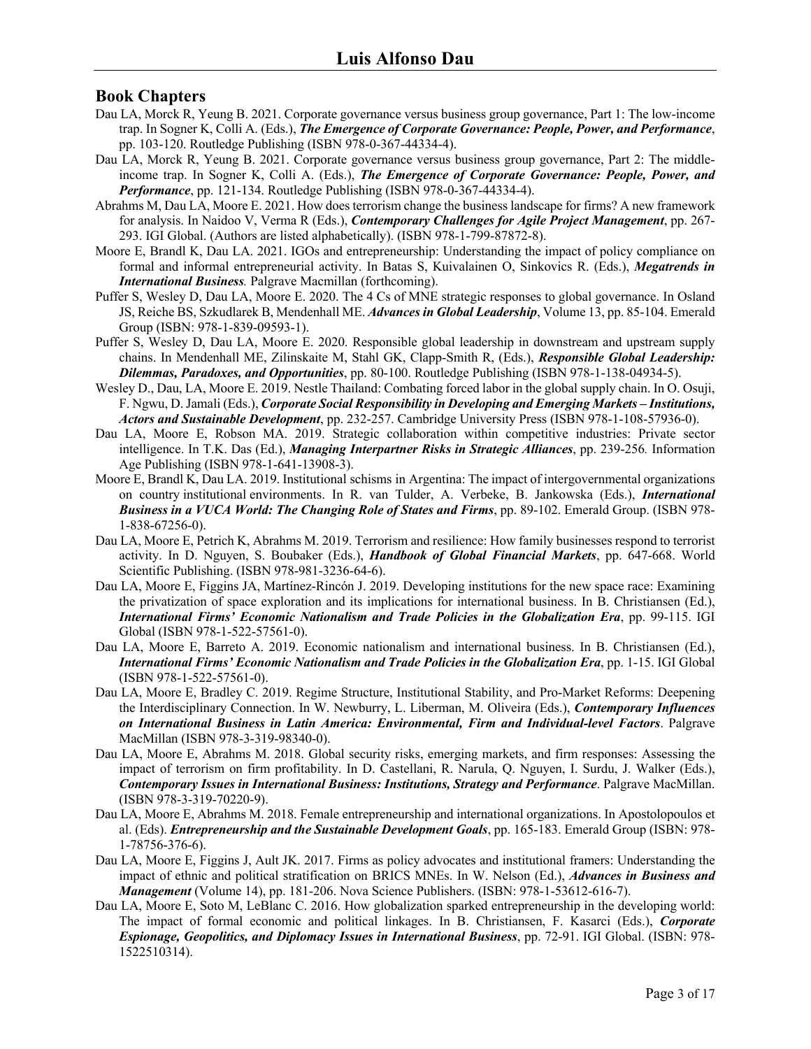## Book Chapters

Dau LA, Morck R, Yeung B. 2021. Corporate governance versus business group governance, Part 1: The low-income trap. In Sogner K, Colli A. (Eds.), ***The Emergence of Corporate Governance: People, Power, and Performance***, pp. 103-120. Routledge Publishing (ISBN 978-0-367-44334-4).

Dau LA, Morck R, Yeung B. 2021. Corporate governance versus business group governance, Part 2: The middle-income trap. In Sogner K, Colli A. (Eds.), ***The Emergence of Corporate Governance: People, Power, and Performance***, pp. 121-134. Routledge Publishing (ISBN 978-0-367-44334-4).

Abrahms M, Dau LA, Moore E. 2021. How does terrorism change the business landscape for firms? A new framework for analysis. In Naidoo V, Verma R (Eds.), ***Contemporary Challenges for Agile Project Management***, pp. 267-293. IGI Global. (Authors are listed alphabetically). (ISBN 978-1-799-87872-8).

Moore E, Brandl K, Dau LA. 2021. IGOs and entrepreneurship: Understanding the impact of policy compliance on formal and informal entrepreneurial activity. In Batas S, Kuivalainen O, Sinkovics R. (Eds.), ***Megatrends in International Business****.* Palgrave Macmillan (forthcoming).

Puffer S, Wesley D, Dau LA, Moore E. 2020. The 4 Cs of MNE strategic responses to global governance. In Osland JS, Reiche BS, Szkudlarek B, Mendenhall ME. ***Advances in Global Leadership***, Volume 13, pp. 85-104. Emerald Group (ISBN: 978-1-839-09593-1).

Puffer S, Wesley D, Dau LA, Moore E. 2020. Responsible global leadership in downstream and upstream supply chains. In Mendenhall ME, Zilinskaite M, Stahl GK, Clapp-Smith R, (Eds.), ***Responsible Global Leadership: Dilemmas, Paradoxes, and Opportunities***, pp. 80-100. Routledge Publishing (ISBN 978-1-138-04934-5).

Wesley D., Dau, LA, Moore E. 2019. Nestle Thailand: Combating forced labor in the global supply chain. In O. Osuji, F. Ngwu, D. Jamali (Eds.), ***Corporate Social Responsibility in Developing and Emerging Markets – Institutions, Actors and Sustainable Development***, pp. 232-257. Cambridge University Press (ISBN 978-1-108-57936-0).

Dau LA, Moore E, Robson MA. 2019. Strategic collaboration within competitive industries: Private sector intelligence. In T.K. Das (Ed.), ***Managing Interpartner Risks in Strategic Alliances***, pp. 239-256*.* Information Age Publishing (ISBN 978-1-641-13908-3).

Moore E, Brandl K, Dau LA. 2019. Institutional schisms in Argentina: The impact of intergovernmental organizations on country institutional environments. In R. van Tulder, A. Verbeke, B. Jankowska (Eds.), ***International Business in a VUCA World: The Changing Role of States and Firms***, pp. 89-102. Emerald Group. (ISBN 978-1-838-67256-0).

Dau LA, Moore E, Petrich K, Abrahms M. 2019. Terrorism and resilience: How family businesses respond to terrorist activity. In D. Nguyen, S. Boubaker (Eds.), ***Handbook of Global Financial Markets***, pp. 647-668. World Scientific Publishing. (ISBN 978-981-3236-64-6).

Dau LA, Moore E, Figgins JA, Martínez-Rincón J. 2019. Developing institutions for the new space race: Examining the privatization of space exploration and its implications for international business. In B. Christiansen (Ed.), ***International Firms' Economic Nationalism and Trade Policies in the Globalization Era***, pp. 99-115. IGI Global (ISBN 978-1-522-57561-0).

Dau LA, Moore E, Barreto A. 2019. Economic nationalism and international business. In B. Christiansen (Ed.), ***International Firms' Economic Nationalism and Trade Policies in the Globalization Era***, pp. 1-15. IGI Global (ISBN 978-1-522-57561-0).

Dau LA, Moore E, Bradley C. 2019. Regime Structure, Institutional Stability, and Pro-Market Reforms: Deepening the Interdisciplinary Connection. In W. Newburry, L. Liberman, M. Oliveira (Eds.), ***Contemporary Influences on International Business in Latin America: Environmental, Firm and Individual-level Factors***. Palgrave MacMillan (ISBN 978-3-319-98340-0).

Dau LA, Moore E, Abrahms M. 2018. Global security risks, emerging markets, and firm responses: Assessing the impact of terrorism on firm profitability. In D. Castellani, R. Narula, Q. Nguyen, I. Surdu, J. Walker (Eds.), ***Contemporary Issues in International Business: Institutions, Strategy and Performance***. Palgrave MacMillan. (ISBN 978-3-319-70220-9).

Dau LA, Moore E, Abrahms M. 2018. Female entrepreneurship and international organizations. In Apostolopoulos et al. (Eds). ***Entrepreneurship and the Sustainable Development Goals***, pp. 165-183. Emerald Group (ISBN: 978-1-78756-376-6).

Dau LA, Moore E, Figgins J, Ault JK. 2017. Firms as policy advocates and institutional framers: Understanding the impact of ethnic and political stratification on BRICS MNEs. In W. Nelson (Ed.), ***Advances in Business and Management*** (Volume 14), pp. 181-206. Nova Science Publishers. (ISBN: 978-1-53612-616-7).

Dau LA, Moore E, Soto M, LeBlanc C. 2016. How globalization sparked entrepreneurship in the developing world: The impact of formal economic and political linkages. In B. Christiansen, F. Kasarci (Eds.), ***Corporate Espionage, Geopolitics, and Diplomacy Issues in International Business***, pp. 72-91. IGI Global. (ISBN: 978-1522510314).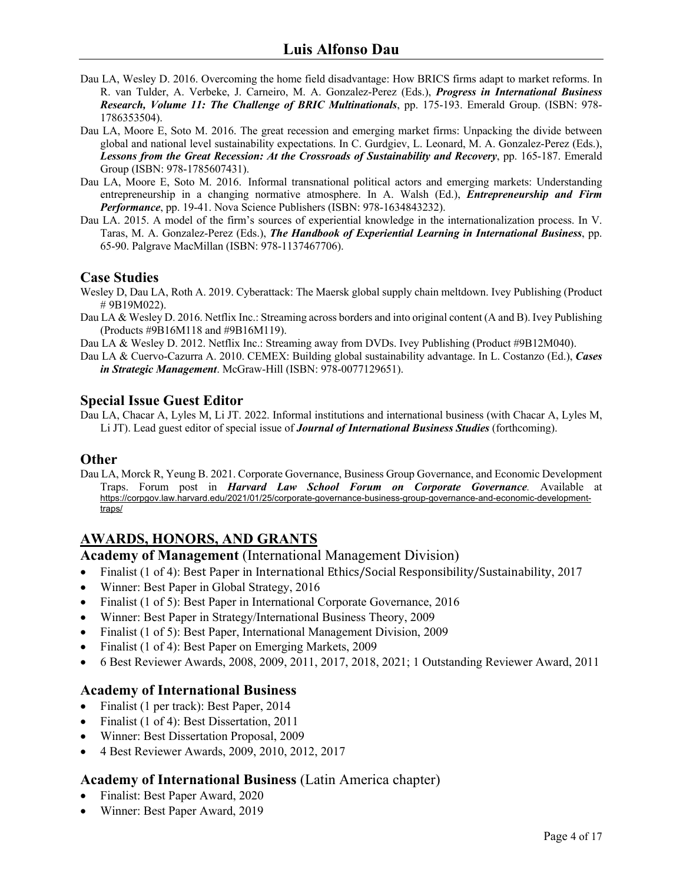Dau LA, Wesley D. 2016. Overcoming the home field disadvantage: How BRICS firms adapt to market reforms. In R. van Tulder, A. Verbeke, J. Carneiro, M. A. Gonzalez-Perez (Eds.), ***Progress in International Business Research, Volume 11: The Challenge of BRIC Multinationals***, pp. 175-193. Emerald Group. (ISBN: 978-1786353504).

Dau LA, Moore E, Soto M. 2016. The great recession and emerging market firms: Unpacking the divide between global and national level sustainability expectations. In C. Gurdgiev, L. Leonard, M. A. Gonzalez-Perez (Eds.), ***Lessons from the Great Recession: At the Crossroads of Sustainability and Recovery***, pp. 165-187. Emerald Group (ISBN: 978-1785607431).

Dau LA, Moore E, Soto M. 2016. Informal transnational political actors and emerging markets: Understanding entrepreneurship in a changing normative atmosphere. In A. Walsh (Ed.), ***Entrepreneurship and Firm Performance***, pp. 19-41. Nova Science Publishers (ISBN: 978-1634843232).

Dau LA. 2015. A model of the firm's sources of experiential knowledge in the internationalization process. In V. Taras, M. A. Gonzalez-Perez (Eds.), ***The Handbook of Experiential Learning in International Business***, pp. 65-90. Palgrave MacMillan (ISBN: 978-1137467706).

### Case Studies

Wesley D, Dau LA, Roth A. 2019. Cyberattack: The Maersk global supply chain meltdown. Ivey Publishing (Product # 9B19M022).

Dau LA & Wesley D. 2016. Netflix Inc.: Streaming across borders and into original content (A and B). Ivey Publishing (Products #9B16M118 and #9B16M119).

Dau LA & Wesley D. 2012. Netflix Inc.: Streaming away from DVDs. Ivey Publishing (Product #9B12M040).

Dau LA & Cuervo-Cazurra A. 2010. CEMEX: Building global sustainability advantage. In L. Costanzo (Ed.), ***Cases in Strategic Management***. McGraw-Hill (ISBN: 978-0077129651).

### Special Issue Guest Editor

Dau LA, Chacar A, Lyles M, Li JT. 2022. Informal institutions and international business (with Chacar A, Lyles M, Li JT). Lead guest editor of special issue of ***Journal of International Business Studies*** (forthcoming).

### Other

Dau LA, Morck R, Yeung B. 2021. Corporate Governance, Business Group Governance, and Economic Development Traps. Forum post in ***Harvard Law School Forum on Corporate Governance***. Available at https://corpgov.law.harvard.edu/2021/01/25/corporate-governance-business-group-governance-and-economic-development-traps/

## AWARDS, HONORS, AND GRANTS

### Academy of Management (International Management Division)

- Finalist (1 of 4): Best Paper in International Ethics/Social Responsibility/Sustainability, 2017
- Winner: Best Paper in Global Strategy, 2016
- Finalist (1 of 5): Best Paper in International Corporate Governance, 2016
- Winner: Best Paper in Strategy/International Business Theory, 2009
- Finalist (1 of 5): Best Paper, International Management Division, 2009
- Finalist (1 of 4): Best Paper on Emerging Markets, 2009
- 6 Best Reviewer Awards, 2008, 2009, 2011, 2017, 2018, 2021; 1 Outstanding Reviewer Award, 2011

### Academy of International Business

- Finalist (1 per track): Best Paper, 2014
- Finalist (1 of 4): Best Dissertation, 2011
- Winner: Best Dissertation Proposal, 2009
- 4 Best Reviewer Awards, 2009, 2010, 2012, 2017

### Academy of International Business (Latin America chapter)

- Finalist: Best Paper Award, 2020
- Winner: Best Paper Award, 2019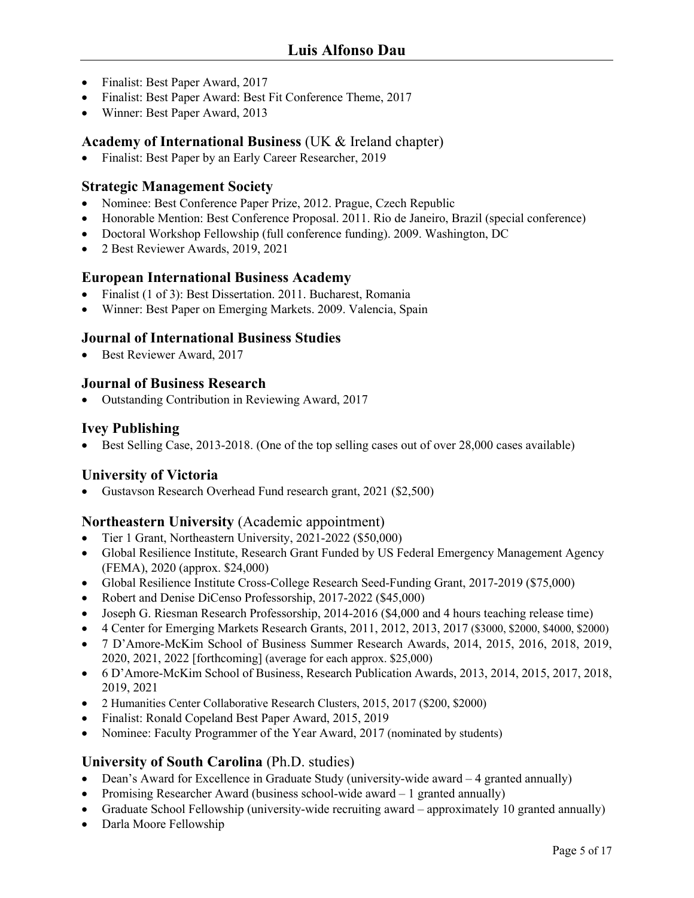- Finalist: Best Paper Award, 2017
- Finalist: Best Paper Award: Best Fit Conference Theme, 2017
- Winner: Best Paper Award, 2013

### **Academy of International Business** (UK & Ireland chapter)

- Finalist: Best Paper by an Early Career Researcher, 2019

### **Strategic Management Society**

- Nominee: Best Conference Paper Prize, 2012. Prague, Czech Republic
- Honorable Mention: Best Conference Proposal. 2011. Rio de Janeiro, Brazil (special conference)
- Doctoral Workshop Fellowship (full conference funding). 2009. Washington, DC
- 2 Best Reviewer Awards, 2019, 2021

### **European International Business Academy**

- Finalist (1 of 3): Best Dissertation. 2011. Bucharest, Romania
- Winner: Best Paper on Emerging Markets. 2009. Valencia, Spain

### **Journal of International Business Studies**

- Best Reviewer Award, 2017

### **Journal of Business Research**

- Outstanding Contribution in Reviewing Award, 2017

### **Ivey Publishing**

- Best Selling Case, 2013-2018. (One of the top selling cases out of over 28,000 cases available)

### **University of Victoria**

- Gustavson Research Overhead Fund research grant, 2021 ($2,500)

### **Northeastern University** (Academic appointment)

- Tier 1 Grant, Northeastern University, 2021-2022 ($50,000)
- Global Resilience Institute, Research Grant Funded by US Federal Emergency Management Agency (FEMA), 2020 (approx. $24,000)
- Global Resilience Institute Cross-College Research Seed-Funding Grant, 2017-2019 ($75,000)
- Robert and Denise DiCenso Professorship, 2017-2022 ($45,000)
- Joseph G. Riesman Research Professorship, 2014-2016 ($4,000 and 4 hours teaching release time)
- 4 Center for Emerging Markets Research Grants, 2011, 2012, 2013, 2017 ($3000, $2000, $4000, $2000)
- 7 D'Amore-McKim School of Business Summer Research Awards, 2014, 2015, 2016, 2018, 2019, 2020, 2021, 2022 [forthcoming] (average for each approx. $25,000)
- 6 D'Amore-McKim School of Business, Research Publication Awards, 2013, 2014, 2015, 2017, 2018, 2019, 2021
- 2 Humanities Center Collaborative Research Clusters, 2015, 2017 ($200, $2000)
- Finalist: Ronald Copeland Best Paper Award, 2015, 2019
- Nominee: Faculty Programmer of the Year Award, 2017 (nominated by students)

### **University of South Carolina** (Ph.D. studies)

- Dean's Award for Excellence in Graduate Study (university-wide award – 4 granted annually)
- Promising Researcher Award (business school-wide award – 1 granted annually)
- Graduate School Fellowship (university-wide recruiting award – approximately 10 granted annually)
- Darla Moore Fellowship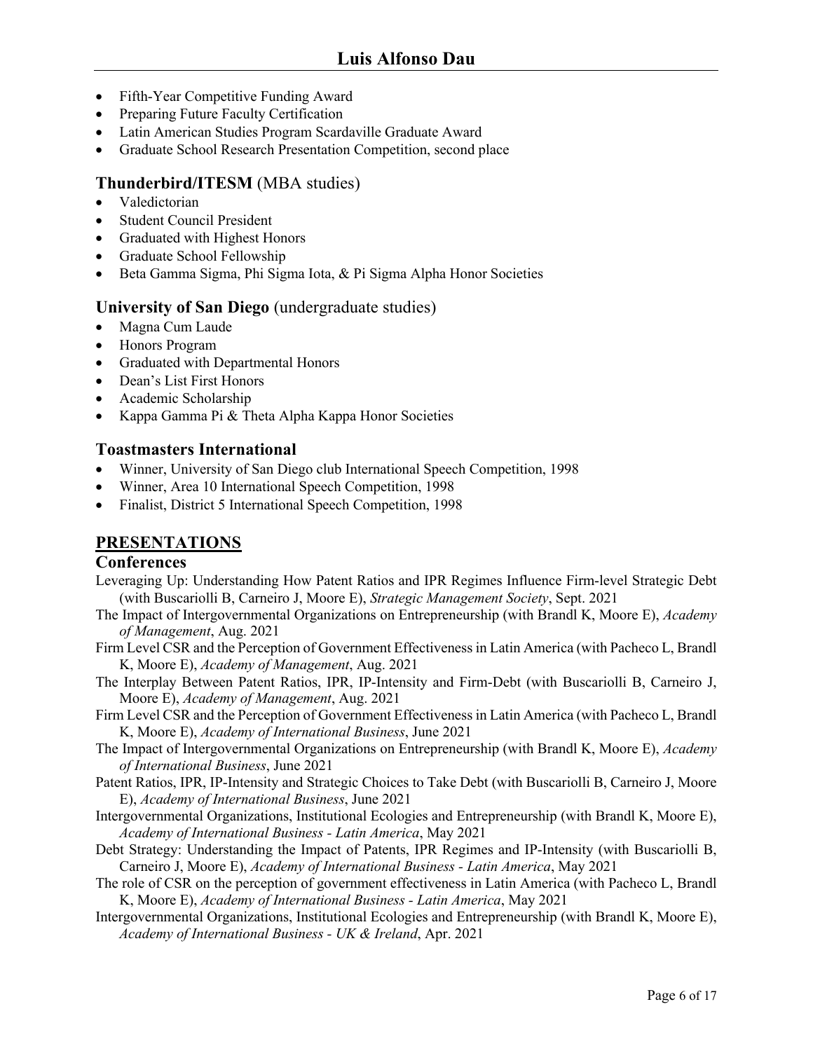- Fifth-Year Competitive Funding Award
- Preparing Future Faculty Certification
- Latin American Studies Program Scardaville Graduate Award
- Graduate School Research Presentation Competition, second place

### **Thunderbird/ITESM** (MBA studies)

- Valedictorian
- Student Council President
- Graduated with Highest Honors
- Graduate School Fellowship
- Beta Gamma Sigma, Phi Sigma Iota, & Pi Sigma Alpha Honor Societies

### **University of San Diego** (undergraduate studies)

- Magna Cum Laude
- Honors Program
- Graduated with Departmental Honors
- Dean's List First Honors
- Academic Scholarship
- Kappa Gamma Pi & Theta Alpha Kappa Honor Societies

### **Toastmasters International**

- Winner, University of San Diego club International Speech Competition, 1998
- Winner, Area 10 International Speech Competition, 1998
- Finalist, District 5 International Speech Competition, 1998

## **PRESENTATIONS**

### **Conferences**

Leveraging Up: Understanding How Patent Ratios and IPR Regimes Influence Firm-level Strategic Debt (with Buscariolli B, Carneiro J, Moore E), *Strategic Management Society*, Sept. 2021

The Impact of Intergovernmental Organizations on Entrepreneurship (with Brandl K, Moore E), *Academy of Management*, Aug. 2021

Firm Level CSR and the Perception of Government Effectiveness in Latin America (with Pacheco L, Brandl K, Moore E), *Academy of Management*, Aug. 2021

The Interplay Between Patent Ratios, IPR, IP-Intensity and Firm-Debt (with Buscariolli B, Carneiro J, Moore E), *Academy of Management*, Aug. 2021

Firm Level CSR and the Perception of Government Effectiveness in Latin America (with Pacheco L, Brandl K, Moore E), *Academy of International Business*, June 2021

The Impact of Intergovernmental Organizations on Entrepreneurship (with Brandl K, Moore E), *Academy of International Business*, June 2021

Patent Ratios, IPR, IP-Intensity and Strategic Choices to Take Debt (with Buscariolli B, Carneiro J, Moore E), *Academy of International Business*, June 2021

Intergovernmental Organizations, Institutional Ecologies and Entrepreneurship (with Brandl K, Moore E), *Academy of International Business - Latin America*, May 2021

Debt Strategy: Understanding the Impact of Patents, IPR Regimes and IP-Intensity (with Buscariolli B, Carneiro J, Moore E), *Academy of International Business - Latin America*, May 2021

The role of CSR on the perception of government effectiveness in Latin America (with Pacheco L, Brandl K, Moore E), *Academy of International Business - Latin America*, May 2021

Intergovernmental Organizations, Institutional Ecologies and Entrepreneurship (with Brandl K, Moore E), *Academy of International Business - UK & Ireland*, Apr. 2021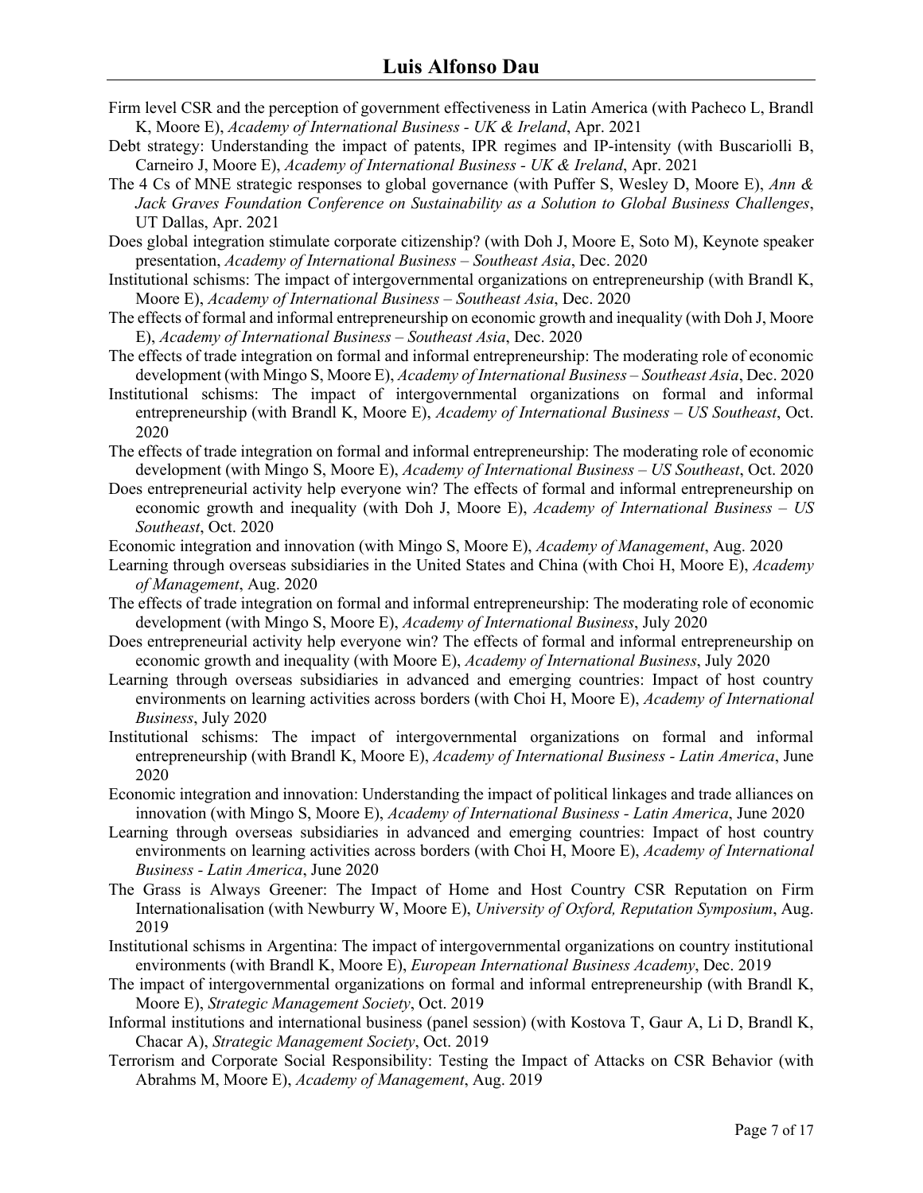Firm level CSR and the perception of government effectiveness in Latin America (with Pacheco L, Brandl K, Moore E), *Academy of International Business - UK & Ireland*, Apr. 2021

Debt strategy: Understanding the impact of patents, IPR regimes and IP-intensity (with Buscariolli B, Carneiro J, Moore E), *Academy of International Business - UK & Ireland*, Apr. 2021

The 4 Cs of MNE strategic responses to global governance (with Puffer S, Wesley D, Moore E), *Ann & Jack Graves Foundation Conference on Sustainability as a Solution to Global Business Challenges*, UT Dallas, Apr. 2021

Does global integration stimulate corporate citizenship? (with Doh J, Moore E, Soto M), Keynote speaker presentation, *Academy of International Business – Southeast Asia*, Dec. 2020

Institutional schisms: The impact of intergovernmental organizations on entrepreneurship (with Brandl K, Moore E), *Academy of International Business – Southeast Asia*, Dec. 2020

The effects of formal and informal entrepreneurship on economic growth and inequality (with Doh J, Moore E), *Academy of International Business – Southeast Asia*, Dec. 2020

The effects of trade integration on formal and informal entrepreneurship: The moderating role of economic development (with Mingo S, Moore E), *Academy of International Business – Southeast Asia*, Dec. 2020

Institutional schisms: The impact of intergovernmental organizations on formal and informal entrepreneurship (with Brandl K, Moore E), *Academy of International Business – US Southeast*, Oct. 2020

The effects of trade integration on formal and informal entrepreneurship: The moderating role of economic development (with Mingo S, Moore E), *Academy of International Business – US Southeast*, Oct. 2020

Does entrepreneurial activity help everyone win? The effects of formal and informal entrepreneurship on economic growth and inequality (with Doh J, Moore E), *Academy of International Business – US Southeast*, Oct. 2020

Economic integration and innovation (with Mingo S, Moore E), *Academy of Management*, Aug. 2020

Learning through overseas subsidiaries in the United States and China (with Choi H, Moore E), *Academy of Management*, Aug. 2020

The effects of trade integration on formal and informal entrepreneurship: The moderating role of economic development (with Mingo S, Moore E), *Academy of International Business*, July 2020

Does entrepreneurial activity help everyone win? The effects of formal and informal entrepreneurship on economic growth and inequality (with Moore E), *Academy of International Business*, July 2020

Learning through overseas subsidiaries in advanced and emerging countries: Impact of host country environments on learning activities across borders (with Choi H, Moore E), *Academy of International Business*, July 2020

Institutional schisms: The impact of intergovernmental organizations on formal and informal entrepreneurship (with Brandl K, Moore E), *Academy of International Business - Latin America*, June 2020

Economic integration and innovation: Understanding the impact of political linkages and trade alliances on innovation (with Mingo S, Moore E), *Academy of International Business - Latin America*, June 2020

Learning through overseas subsidiaries in advanced and emerging countries: Impact of host country environments on learning activities across borders (with Choi H, Moore E), *Academy of International Business - Latin America*, June 2020

The Grass is Always Greener: The Impact of Home and Host Country CSR Reputation on Firm Internationalisation (with Newburry W, Moore E), *University of Oxford, Reputation Symposium*, Aug. 2019

Institutional schisms in Argentina: The impact of intergovernmental organizations on country institutional environments (with Brandl K, Moore E), *European International Business Academy*, Dec. 2019

The impact of intergovernmental organizations on formal and informal entrepreneurship (with Brandl K, Moore E), *Strategic Management Society*, Oct. 2019

Informal institutions and international business (panel session) (with Kostova T, Gaur A, Li D, Brandl K, Chacar A), *Strategic Management Society*, Oct. 2019

Terrorism and Corporate Social Responsibility: Testing the Impact of Attacks on CSR Behavior (with Abrahms M, Moore E), *Academy of Management*, Aug. 2019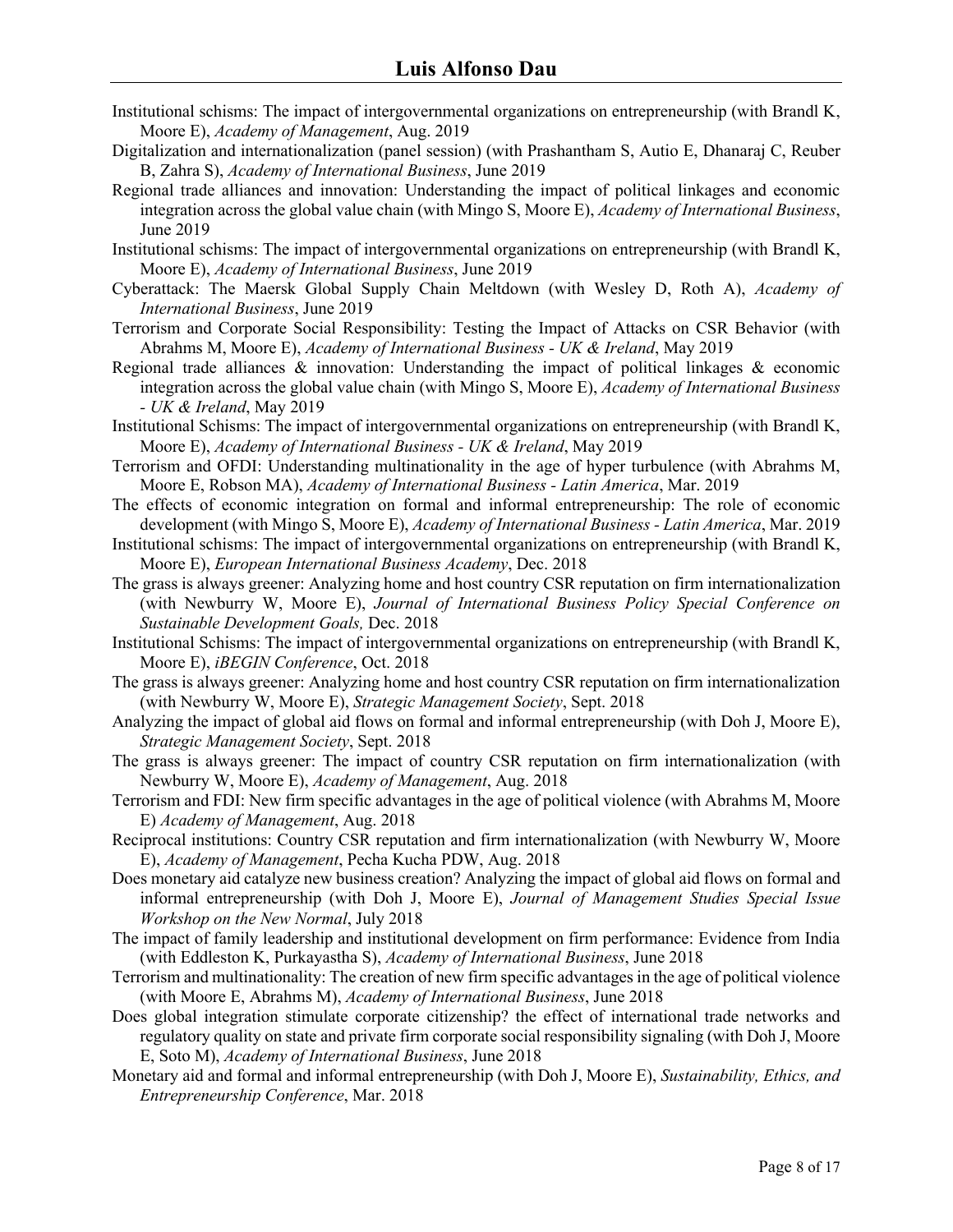Institutional schisms: The impact of intergovernmental organizations on entrepreneurship (with Brandl K, Moore E), *Academy of Management*, Aug. 2019

Digitalization and internationalization (panel session) (with Prashantham S, Autio E, Dhanaraj C, Reuber B, Zahra S), *Academy of International Business*, June 2019

Regional trade alliances and innovation: Understanding the impact of political linkages and economic integration across the global value chain (with Mingo S, Moore E), *Academy of International Business*, June 2019

Institutional schisms: The impact of intergovernmental organizations on entrepreneurship (with Brandl K, Moore E), *Academy of International Business*, June 2019

Cyberattack: The Maersk Global Supply Chain Meltdown (with Wesley D, Roth A), *Academy of International Business*, June 2019

Terrorism and Corporate Social Responsibility: Testing the Impact of Attacks on CSR Behavior (with Abrahms M, Moore E), *Academy of International Business - UK & Ireland*, May 2019

Regional trade alliances & innovation: Understanding the impact of political linkages & economic integration across the global value chain (with Mingo S, Moore E), *Academy of International Business - UK & Ireland*, May 2019

Institutional Schisms: The impact of intergovernmental organizations on entrepreneurship (with Brandl K, Moore E), *Academy of International Business - UK & Ireland*, May 2019

Terrorism and OFDI: Understanding multinationality in the age of hyper turbulence (with Abrahms M, Moore E, Robson MA), *Academy of International Business - Latin America*, Mar. 2019

The effects of economic integration on formal and informal entrepreneurship: The role of economic development (with Mingo S, Moore E), *Academy of International Business - Latin America*, Mar. 2019

Institutional schisms: The impact of intergovernmental organizations on entrepreneurship (with Brandl K, Moore E), *European International Business Academy*, Dec. 2018

The grass is always greener: Analyzing home and host country CSR reputation on firm internationalization (with Newburry W, Moore E), *Journal of International Business Policy Special Conference on Sustainable Development Goals,* Dec. 2018

Institutional Schisms: The impact of intergovernmental organizations on entrepreneurship (with Brandl K, Moore E), *iBEGIN Conference*, Oct. 2018

The grass is always greener: Analyzing home and host country CSR reputation on firm internationalization (with Newburry W, Moore E), *Strategic Management Society*, Sept. 2018

Analyzing the impact of global aid flows on formal and informal entrepreneurship (with Doh J, Moore E), *Strategic Management Society*, Sept. 2018

The grass is always greener: The impact of country CSR reputation on firm internationalization (with Newburry W, Moore E), *Academy of Management*, Aug. 2018

Terrorism and FDI: New firm specific advantages in the age of political violence (with Abrahms M, Moore E) *Academy of Management*, Aug. 2018

Reciprocal institutions: Country CSR reputation and firm internationalization (with Newburry W, Moore E), *Academy of Management*, Pecha Kucha PDW, Aug. 2018

Does monetary aid catalyze new business creation? Analyzing the impact of global aid flows on formal and informal entrepreneurship (with Doh J, Moore E), *Journal of Management Studies Special Issue Workshop on the New Normal*, July 2018

The impact of family leadership and institutional development on firm performance: Evidence from India (with Eddleston K, Purkayastha S), *Academy of International Business*, June 2018

Terrorism and multinationality: The creation of new firm specific advantages in the age of political violence (with Moore E, Abrahms M), *Academy of International Business*, June 2018

Does global integration stimulate corporate citizenship? the effect of international trade networks and regulatory quality on state and private firm corporate social responsibility signaling (with Doh J, Moore E, Soto M), *Academy of International Business*, June 2018

Monetary aid and formal and informal entrepreneurship (with Doh J, Moore E), *Sustainability, Ethics, and Entrepreneurship Conference*, Mar. 2018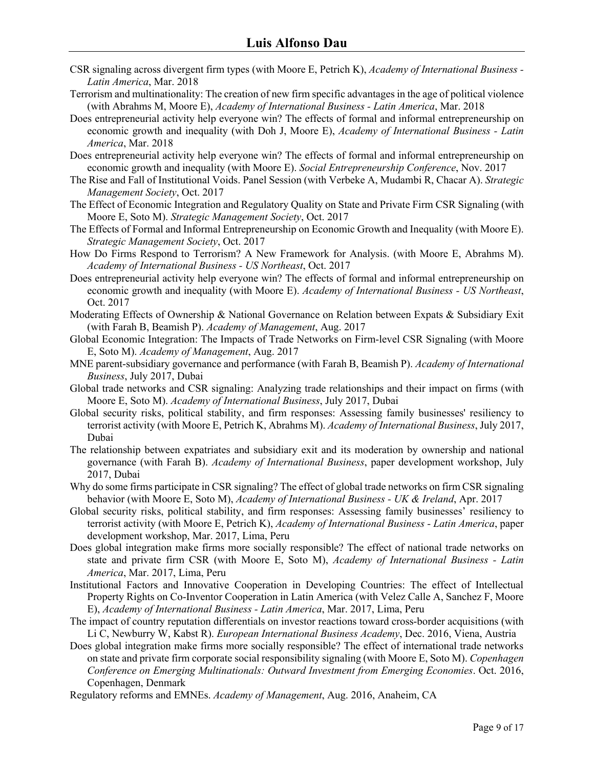CSR signaling across divergent firm types (with Moore E, Petrich K), *Academy of International Business - Latin America*, Mar. 2018

Terrorism and multinationality: The creation of new firm specific advantages in the age of political violence (with Abrahms M, Moore E), *Academy of International Business - Latin America*, Mar. 2018

Does entrepreneurial activity help everyone win? The effects of formal and informal entrepreneurship on economic growth and inequality (with Doh J, Moore E), *Academy of International Business - Latin America*, Mar. 2018

Does entrepreneurial activity help everyone win? The effects of formal and informal entrepreneurship on economic growth and inequality (with Moore E). *Social Entrepreneurship Conference*, Nov. 2017

The Rise and Fall of Institutional Voids. Panel Session (with Verbeke A, Mudambi R, Chacar A). *Strategic Management Society*, Oct. 2017

The Effect of Economic Integration and Regulatory Quality on State and Private Firm CSR Signaling (with Moore E, Soto M). *Strategic Management Society*, Oct. 2017

The Effects of Formal and Informal Entrepreneurship on Economic Growth and Inequality (with Moore E). *Strategic Management Society*, Oct. 2017

How Do Firms Respond to Terrorism? A New Framework for Analysis. (with Moore E, Abrahms M). *Academy of International Business - US Northeast*, Oct. 2017

Does entrepreneurial activity help everyone win? The effects of formal and informal entrepreneurship on economic growth and inequality (with Moore E). *Academy of International Business - US Northeast*, Oct. 2017

Moderating Effects of Ownership & National Governance on Relation between Expats & Subsidiary Exit (with Farah B, Beamish P). *Academy of Management*, Aug. 2017

Global Economic Integration: The Impacts of Trade Networks on Firm-level CSR Signaling (with Moore E, Soto M). *Academy of Management*, Aug. 2017

MNE parent-subsidiary governance and performance (with Farah B, Beamish P). *Academy of International Business*, July 2017, Dubai

Global trade networks and CSR signaling: Analyzing trade relationships and their impact on firms (with Moore E, Soto M). *Academy of International Business*, July 2017, Dubai

Global security risks, political stability, and firm responses: Assessing family businesses' resiliency to terrorist activity (with Moore E, Petrich K, Abrahms M). *Academy of International Business*, July 2017, Dubai

The relationship between expatriates and subsidiary exit and its moderation by ownership and national governance (with Farah B). *Academy of International Business*, paper development workshop, July 2017, Dubai

Why do some firms participate in CSR signaling? The effect of global trade networks on firm CSR signaling behavior (with Moore E, Soto M), *Academy of International Business - UK & Ireland*, Apr. 2017

Global security risks, political stability, and firm responses: Assessing family businesses' resiliency to terrorist activity (with Moore E, Petrich K), *Academy of International Business - Latin America*, paper development workshop, Mar. 2017, Lima, Peru

Does global integration make firms more socially responsible? The effect of national trade networks on state and private firm CSR (with Moore E, Soto M), *Academy of International Business - Latin America*, Mar. 2017, Lima, Peru

Institutional Factors and Innovative Cooperation in Developing Countries: The effect of Intellectual Property Rights on Co-Inventor Cooperation in Latin America (with Velez Calle A, Sanchez F, Moore E), *Academy of International Business - Latin America*, Mar. 2017, Lima, Peru

The impact of country reputation differentials on investor reactions toward cross-border acquisitions (with Li C, Newburry W, Kabst R). *European International Business Academy*, Dec. 2016, Viena, Austria

Does global integration make firms more socially responsible? The effect of international trade networks on state and private firm corporate social responsibility signaling (with Moore E, Soto M). *Copenhagen Conference on Emerging Multinationals: Outward Investment from Emerging Economies*. Oct. 2016, Copenhagen, Denmark

Regulatory reforms and EMNEs. *Academy of Management*, Aug. 2016, Anaheim, CA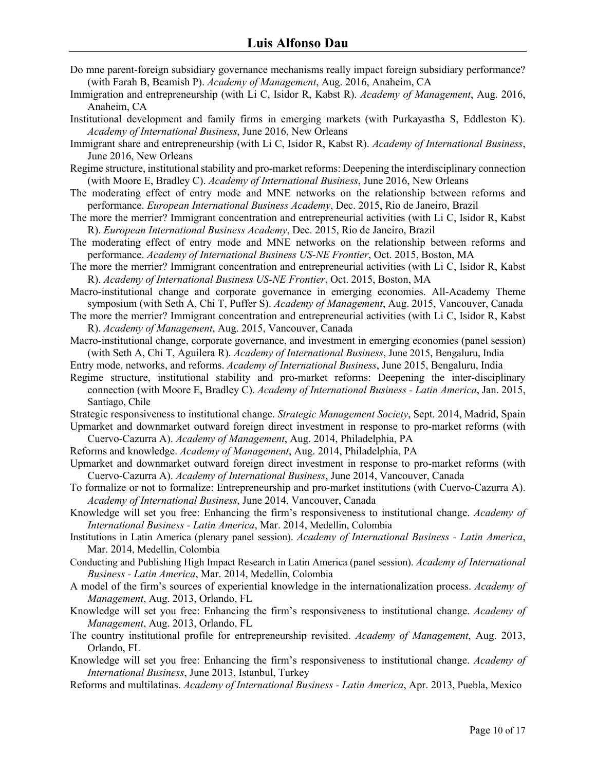Do mne parent-foreign subsidiary governance mechanisms really impact foreign subsidiary performance? (with Farah B, Beamish P). *Academy of Management*, Aug. 2016, Anaheim, CA

Immigration and entrepreneurship (with Li C, Isidor R, Kabst R). *Academy of Management*, Aug. 2016, Anaheim, CA

Institutional development and family firms in emerging markets (with Purkayastha S, Eddleston K). *Academy of International Business*, June 2016, New Orleans

Immigrant share and entrepreneurship (with Li C, Isidor R, Kabst R). *Academy of International Business*, June 2016, New Orleans

Regime structure, institutional stability and pro-market reforms: Deepening the interdisciplinary connection (with Moore E, Bradley C). *Academy of International Business*, June 2016, New Orleans

The moderating effect of entry mode and MNE networks on the relationship between reforms and performance. *European International Business Academy*, Dec. 2015, Rio de Janeiro, Brazil

The more the merrier? Immigrant concentration and entrepreneurial activities (with Li C, Isidor R, Kabst R). *European International Business Academy*, Dec. 2015, Rio de Janeiro, Brazil

The moderating effect of entry mode and MNE networks on the relationship between reforms and performance. *Academy of International Business US-NE Frontier*, Oct. 2015, Boston, MA

The more the merrier? Immigrant concentration and entrepreneurial activities (with Li C, Isidor R, Kabst R). *Academy of International Business US-NE Frontier*, Oct. 2015, Boston, MA

Macro-institutional change and corporate governance in emerging economies. All-Academy Theme symposium (with Seth A, Chi T, Puffer S). *Academy of Management*, Aug. 2015, Vancouver, Canada

The more the merrier? Immigrant concentration and entrepreneurial activities (with Li C, Isidor R, Kabst R). *Academy of Management*, Aug. 2015, Vancouver, Canada

Macro-institutional change, corporate governance, and investment in emerging economies (panel session) (with Seth A, Chi T, Aguilera R). *Academy of International Business*, June 2015, Bengaluru, India

Entry mode, networks, and reforms. *Academy of International Business*, June 2015, Bengaluru, India

Regime structure, institutional stability and pro-market reforms: Deepening the inter-disciplinary connection (with Moore E, Bradley C). *Academy of International Business - Latin America*, Jan. 2015, Santiago, Chile

Strategic responsiveness to institutional change. *Strategic Management Society*, Sept. 2014, Madrid, Spain

Upmarket and downmarket outward foreign direct investment in response to pro-market reforms (with Cuervo-Cazurra A). *Academy of Management*, Aug. 2014, Philadelphia, PA

Reforms and knowledge. *Academy of Management*, Aug. 2014, Philadelphia, PA

Upmarket and downmarket outward foreign direct investment in response to pro-market reforms (with Cuervo-Cazurra A). *Academy of International Business*, June 2014, Vancouver, Canada

To formalize or not to formalize: Entrepreneurship and pro-market institutions (with Cuervo-Cazurra A). *Academy of International Business*, June 2014, Vancouver, Canada

Knowledge will set you free: Enhancing the firm's responsiveness to institutional change. *Academy of International Business - Latin America*, Mar. 2014, Medellin, Colombia

Institutions in Latin America (plenary panel session). *Academy of International Business - Latin America*, Mar. 2014, Medellin, Colombia

Conducting and Publishing High Impact Research in Latin America (panel session). *Academy of International Business - Latin America*, Mar. 2014, Medellin, Colombia

A model of the firm's sources of experiential knowledge in the internationalization process. *Academy of Management*, Aug. 2013, Orlando, FL

Knowledge will set you free: Enhancing the firm's responsiveness to institutional change. *Academy of Management*, Aug. 2013, Orlando, FL

The country institutional profile for entrepreneurship revisited. *Academy of Management*, Aug. 2013, Orlando, FL

Knowledge will set you free: Enhancing the firm's responsiveness to institutional change. *Academy of International Business*, June 2013, Istanbul, Turkey

Reforms and multilatinas. *Academy of International Business - Latin America*, Apr. 2013, Puebla, Mexico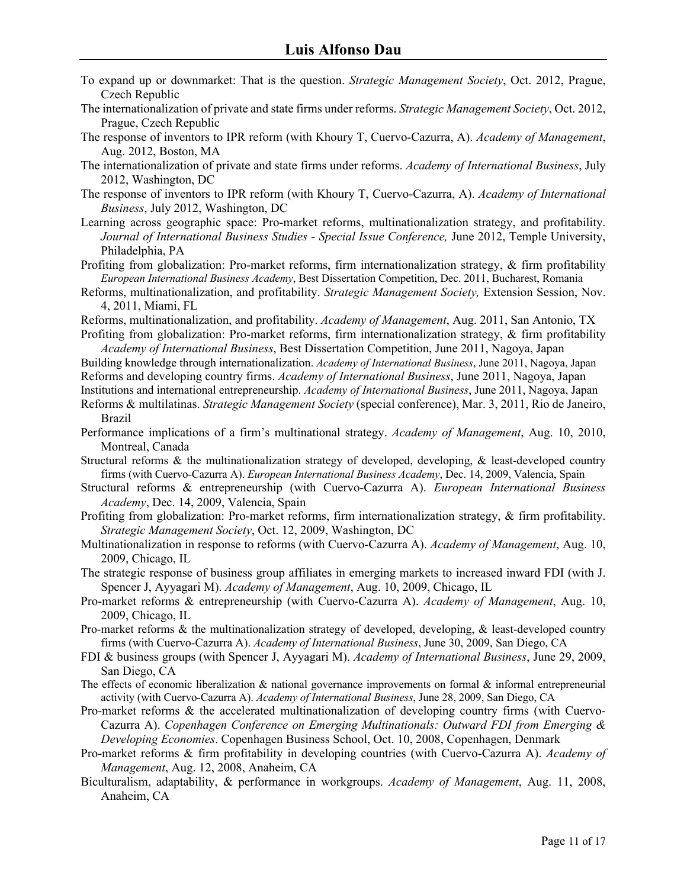To expand up or downmarket: That is the question. *Strategic Management Society*, Oct. 2012, Prague, Czech Republic

The internationalization of private and state firms under reforms. *Strategic Management Society*, Oct. 2012, Prague, Czech Republic

The response of inventors to IPR reform (with Khoury T, Cuervo-Cazurra, A). *Academy of Management*, Aug. 2012, Boston, MA

The internationalization of private and state firms under reforms. *Academy of International Business*, July 2012, Washington, DC

The response of inventors to IPR reform (with Khoury T, Cuervo-Cazurra, A). *Academy of International Business*, July 2012, Washington, DC

Learning across geographic space: Pro-market reforms, multinationalization strategy, and profitability. *Journal of International Business Studies - Special Issue Conference,* June 2012, Temple University, Philadelphia, PA

Profiting from globalization: Pro-market reforms, firm internationalization strategy, & firm profitability *European International Business Academy*, Best Dissertation Competition, Dec. 2011, Bucharest, Romania

Reforms, multinationalization, and profitability. *Strategic Management Society,* Extension Session, Nov. 4, 2011, Miami, FL

Reforms, multinationalization, and profitability. *Academy of Management*, Aug. 2011, San Antonio, TX

Profiting from globalization: Pro-market reforms, firm internationalization strategy, & firm profitability *Academy of International Business*, Best Dissertation Competition, June 2011, Nagoya, Japan

Building knowledge through internationalization. *Academy of International Business*, June 2011, Nagoya, Japan

Reforms and developing country firms. *Academy of International Business*, June 2011, Nagoya, Japan

Institutions and international entrepreneurship. *Academy of International Business*, June 2011, Nagoya, Japan

Reforms & multilatinas. *Strategic Management Society* (special conference), Mar. 3, 2011, Rio de Janeiro, Brazil

Performance implications of a firm's multinational strategy. *Academy of Management*, Aug. 10, 2010, Montreal, Canada

Structural reforms & the multinationalization strategy of developed, developing, & least-developed country firms (with Cuervo-Cazurra A). *European International Business Academy*, Dec. 14, 2009, Valencia, Spain

Structural reforms & entrepreneurship (with Cuervo-Cazurra A). *European International Business Academy*, Dec. 14, 2009, Valencia, Spain

Profiting from globalization: Pro-market reforms, firm internationalization strategy, & firm profitability. *Strategic Management Society*, Oct. 12, 2009, Washington, DC

Multinationalization in response to reforms (with Cuervo-Cazurra A). *Academy of Management*, Aug. 10, 2009, Chicago, IL

The strategic response of business group affiliates in emerging markets to increased inward FDI (with J. Spencer J, Ayyagari M). *Academy of Management*, Aug. 10, 2009, Chicago, IL

Pro-market reforms & entrepreneurship (with Cuervo-Cazurra A). *Academy of Management*, Aug. 10, 2009, Chicago, IL

Pro-market reforms & the multinationalization strategy of developed, developing, & least-developed country firms (with Cuervo-Cazurra A). *Academy of International Business*, June 30, 2009, San Diego, CA

FDI & business groups (with Spencer J, Ayyagari M). *Academy of International Business*, June 29, 2009, San Diego, CA

The effects of economic liberalization & national governance improvements on formal & informal entrepreneurial activity (with Cuervo-Cazurra A). *Academy of International Business*, June 28, 2009, San Diego, CA

Pro-market reforms & the accelerated multinationalization of developing country firms (with Cuervo-Cazurra A). *Copenhagen Conference on Emerging Multinationals: Outward FDI from Emerging & Developing Economies*. Copenhagen Business School, Oct. 10, 2008, Copenhagen, Denmark

Pro-market reforms & firm profitability in developing countries (with Cuervo-Cazurra A). *Academy of Management*, Aug. 12, 2008, Anaheim, CA

Biculturalism, adaptability, & performance in workgroups. *Academy of Management*, Aug. 11, 2008, Anaheim, CA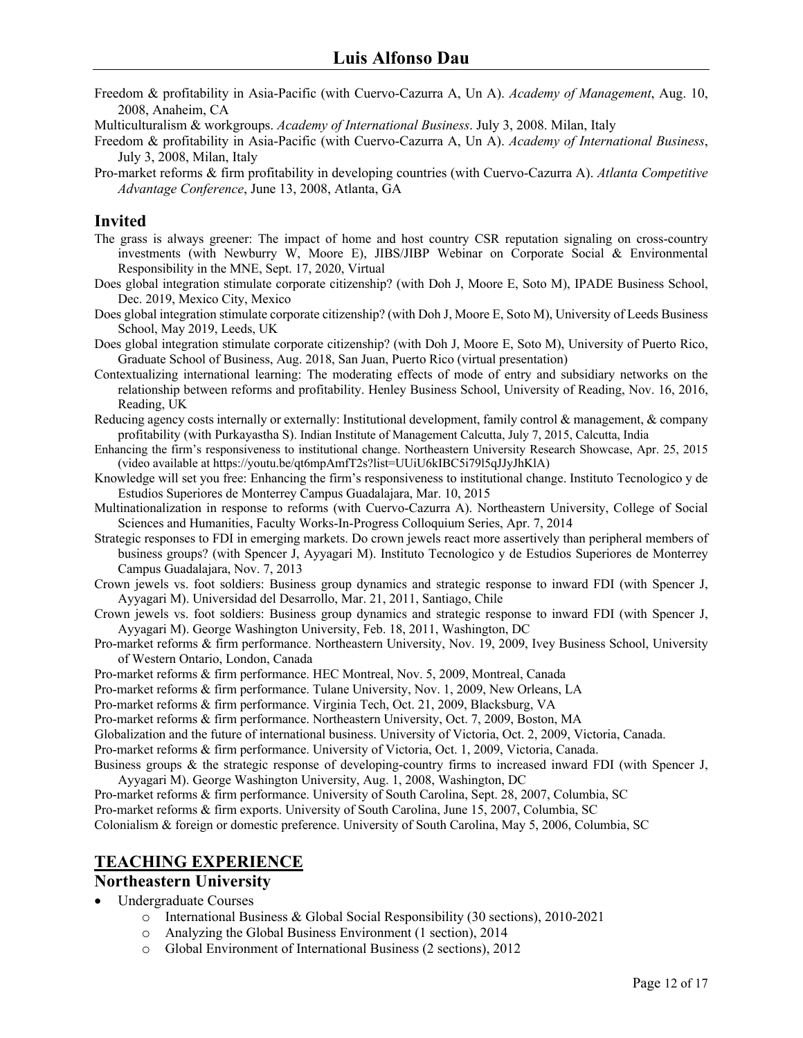Freedom & profitability in Asia-Pacific (with Cuervo-Cazurra A, Un A). *Academy of Management*, Aug. 10, 2008, Anaheim, CA

Multiculturalism & workgroups. *Academy of International Business*. July 3, 2008. Milan, Italy

Freedom & profitability in Asia-Pacific (with Cuervo-Cazurra A, Un A). *Academy of International Business*, July 3, 2008, Milan, Italy

Pro-market reforms & firm profitability in developing countries (with Cuervo-Cazurra A). *Atlanta Competitive Advantage Conference*, June 13, 2008, Atlanta, GA

## Invited

The grass is always greener: The impact of home and host country CSR reputation signaling on cross-country investments (with Newburry W, Moore E), JIBS/JIBP Webinar on Corporate Social & Environmental Responsibility in the MNE, Sept. 17, 2020, Virtual

Does global integration stimulate corporate citizenship? (with Doh J, Moore E, Soto M), IPADE Business School, Dec. 2019, Mexico City, Mexico

Does global integration stimulate corporate citizenship? (with Doh J, Moore E, Soto M), University of Leeds Business School, May 2019, Leeds, UK

Does global integration stimulate corporate citizenship? (with Doh J, Moore E, Soto M), University of Puerto Rico, Graduate School of Business, Aug. 2018, San Juan, Puerto Rico (virtual presentation)

Contextualizing international learning: The moderating effects of mode of entry and subsidiary networks on the relationship between reforms and profitability. Henley Business School, University of Reading, Nov. 16, 2016, Reading, UK

Reducing agency costs internally or externally: Institutional development, family control & management, & company profitability (with Purkayastha S). Indian Institute of Management Calcutta, July 7, 2015, Calcutta, India

Enhancing the firm's responsiveness to institutional change. Northeastern University Research Showcase, Apr. 25, 2015 (video available at https://youtu.be/qt6mpAmfT2s?list=UUiU6kIBC5i79l5qJJyJhKlA)

Knowledge will set you free: Enhancing the firm's responsiveness to institutional change. Instituto Tecnologico y de Estudios Superiores de Monterrey Campus Guadalajara, Mar. 10, 2015

Multinationalization in response to reforms (with Cuervo-Cazurra A). Northeastern University, College of Social Sciences and Humanities, Faculty Works-In-Progress Colloquium Series, Apr. 7, 2014

Strategic responses to FDI in emerging markets. Do crown jewels react more assertively than peripheral members of business groups? (with Spencer J, Ayyagari M). Instituto Tecnologico y de Estudios Superiores de Monterrey Campus Guadalajara, Nov. 7, 2013

Crown jewels vs. foot soldiers: Business group dynamics and strategic response to inward FDI (with Spencer J, Ayyagari M). Universidad del Desarrollo, Mar. 21, 2011, Santiago, Chile

Crown jewels vs. foot soldiers: Business group dynamics and strategic response to inward FDI (with Spencer J, Ayyagari M). George Washington University, Feb. 18, 2011, Washington, DC

Pro-market reforms & firm performance. Northeastern University, Nov. 19, 2009, Ivey Business School, University of Western Ontario, London, Canada

Pro-market reforms & firm performance. HEC Montreal, Nov. 5, 2009, Montreal, Canada

Pro-market reforms & firm performance. Tulane University, Nov. 1, 2009, New Orleans, LA

Pro-market reforms & firm performance. Virginia Tech, Oct. 21, 2009, Blacksburg, VA

Pro-market reforms & firm performance. Northeastern University, Oct. 7, 2009, Boston, MA

Globalization and the future of international business. University of Victoria, Oct. 2, 2009, Victoria, Canada.

Pro-market reforms & firm performance. University of Victoria, Oct. 1, 2009, Victoria, Canada.

Business groups & the strategic response of developing-country firms to increased inward FDI (with Spencer J, Ayyagari M). George Washington University, Aug. 1, 2008, Washington, DC

Pro-market reforms & firm performance. University of South Carolina, Sept. 28, 2007, Columbia, SC

Pro-market reforms & firm exports. University of South Carolina, June 15, 2007, Columbia, SC

Colonialism & foreign or domestic preference. University of South Carolina, May 5, 2006, Columbia, SC

# TEACHING EXPERIENCE

## Northeastern University

- Undergraduate Courses
  - International Business & Global Social Responsibility (30 sections), 2010-2021
  - Analyzing the Global Business Environment (1 section), 2014
  - Global Environment of International Business (2 sections), 2012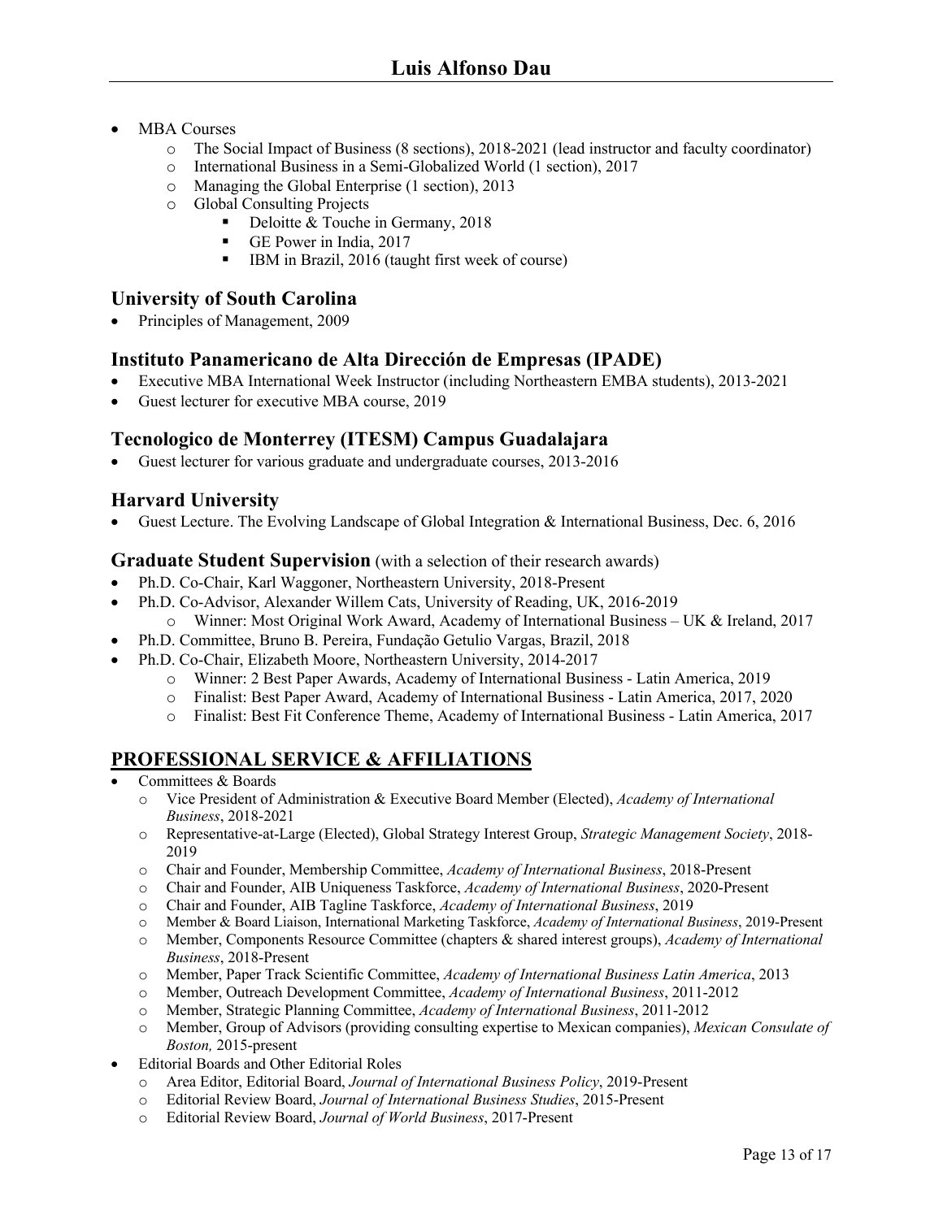- MBA Courses
  - The Social Impact of Business (8 sections), 2018-2021 (lead instructor and faculty coordinator)
  - International Business in a Semi-Globalized World (1 section), 2017
  - Managing the Global Enterprise (1 section), 2013
  - Global Consulting Projects
    - Deloitte & Touche in Germany, 2018
    - GE Power in India, 2017
    - IBM in Brazil, 2016 (taught first week of course)

### University of South Carolina

- Principles of Management, 2009

### Instituto Panamericano de Alta Dirección de Empresas (IPADE)

- Executive MBA International Week Instructor (including Northeastern EMBA students), 2013-2021
- Guest lecturer for executive MBA course, 2019

### Tecnologico de Monterrey (ITESM) Campus Guadalajara

- Guest lecturer for various graduate and undergraduate courses, 2013-2016

### Harvard University

- Guest Lecture. The Evolving Landscape of Global Integration & International Business, Dec. 6, 2016

### Graduate Student Supervision (with a selection of their research awards)

- Ph.D. Co-Chair, Karl Waggoner, Northeastern University, 2018-Present
- Ph.D. Co-Advisor, Alexander Willem Cats, University of Reading, UK, 2016-2019
  - Winner: Most Original Work Award, Academy of International Business – UK & Ireland, 2017
- Ph.D. Committee, Bruno B. Pereira, Fundação Getulio Vargas, Brazil, 2018
- Ph.D. Co-Chair, Elizabeth Moore, Northeastern University, 2014-2017
  - Winner: 2 Best Paper Awards, Academy of International Business - Latin America, 2019
  - Finalist: Best Paper Award, Academy of International Business - Latin America, 2017, 2020
  - Finalist: Best Fit Conference Theme, Academy of International Business - Latin America, 2017

## PROFESSIONAL SERVICE & AFFILIATIONS

- Committees & Boards
  - Vice President of Administration & Executive Board Member (Elected), *Academy of International Business*, 2018-2021
  - Representative-at-Large (Elected), Global Strategy Interest Group, *Strategic Management Society*, 2018-2019
  - Chair and Founder, Membership Committee, *Academy of International Business*, 2018-Present
  - Chair and Founder, AIB Uniqueness Taskforce, *Academy of International Business*, 2020-Present
  - Chair and Founder, AIB Tagline Taskforce, *Academy of International Business*, 2019
  - Member & Board Liaison, International Marketing Taskforce, *Academy of International Business*, 2019-Present
  - Member, Components Resource Committee (chapters & shared interest groups), *Academy of International Business*, 2018-Present
  - Member, Paper Track Scientific Committee, *Academy of International Business Latin America*, 2013
  - Member, Outreach Development Committee, *Academy of International Business*, 2011-2012
  - Member, Strategic Planning Committee, *Academy of International Business*, 2011-2012
  - Member, Group of Advisors (providing consulting expertise to Mexican companies), *Mexican Consulate of Boston,* 2015-present
- Editorial Boards and Other Editorial Roles
  - Area Editor, Editorial Board, *Journal of International Business Policy*, 2019-Present
  - Editorial Review Board, *Journal of International Business Studies*, 2015-Present
  - Editorial Review Board, *Journal of World Business*, 2017-Present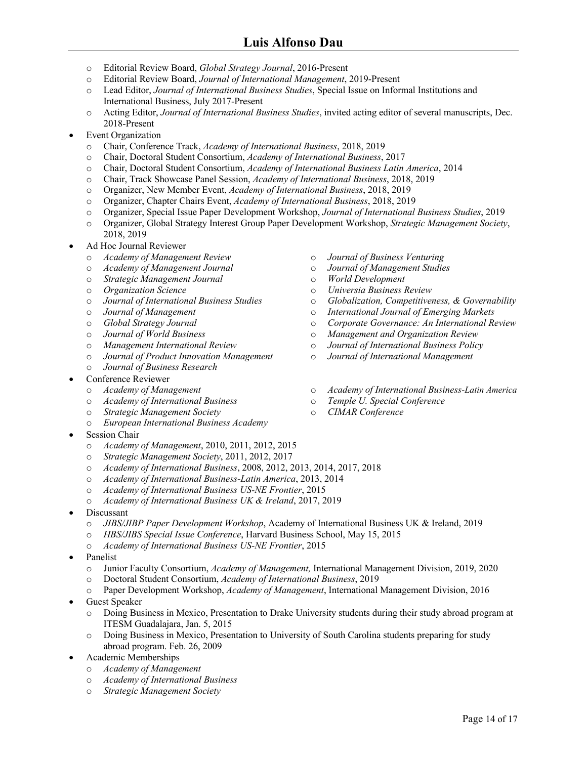- Editorial Review Board, *Global Strategy Journal*, 2016-Present
- Editorial Review Board, *Journal of International Management*, 2019-Present
- Lead Editor, *Journal of International Business Studies*, Special Issue on Informal Institutions and International Business, July 2017-Present
- Acting Editor, *Journal of International Business Studies*, invited acting editor of several manuscripts, Dec. 2018-Present

- Event Organization
  - Chair, Conference Track, *Academy of International Business*, 2018, 2019
  - Chair, Doctoral Student Consortium, *Academy of International Business*, 2017
  - Chair, Doctoral Student Consortium, *Academy of International Business Latin America*, 2014
  - Chair, Track Showcase Panel Session, *Academy of International Business*, 2018, 2019
  - Organizer, New Member Event, *Academy of International Business*, 2018, 2019
  - Organizer, Chapter Chairs Event, *Academy of International Business*, 2018, 2019
  - Organizer, Special Issue Paper Development Workshop, *Journal of International Business Studies*, 2019
  - Organizer, Global Strategy Interest Group Paper Development Workshop, *Strategic Management Society*, 2018, 2019
- Ad Hoc Journal Reviewer
  - *Academy of Management Review*
  - *Academy of Management Journal*
  - *Strategic Management Journal*
  - *Organization Science*
  - *Journal of International Business Studies*
  - *Journal of Management*
  - *Global Strategy Journal*
  - *Journal of World Business*
  - *Management International Review*
  - *Journal of Product Innovation Management*
  - *Journal of Business Research*
  - *Journal of Business Venturing*
  - *Journal of Management Studies*
  - *World Development*
  - *Universia Business Review*
  - *Globalization, Competitiveness, & Governability*
  - *International Journal of Emerging Markets*
  - *Corporate Governance: An International Review*
  - *Management and Organization Review*
  - *Journal of International Business Policy*
  - *Journal of International Management*
- Conference Reviewer
  - *Academy of Management*
  - *Academy of International Business*
  - *Strategic Management Society*
  - *European International Business Academy*
  - *Academy of International Business-Latin America*
  - *Temple U. Special Conference*
  - *CIMAR Conference*
- Session Chair
  - *Academy of Management*, 2010, 2011, 2012, 2015
  - *Strategic Management Society*, 2011, 2012, 2017
  - *Academy of International Business*, 2008, 2012, 2013, 2014, 2017, 2018
  - *Academy of International Business-Latin America*, 2013, 2014
  - *Academy of International Business US-NE Frontier*, 2015
  - *Academy of International Business UK & Ireland*, 2017, 2019
- Discussant
  - *JIBS/JIBP Paper Development Workshop*, Academy of International Business UK & Ireland, 2019
  - *HBS/JIBS Special Issue Conference*, Harvard Business School, May 15, 2015
  - *Academy of International Business US-NE Frontier*, 2015
- Panelist
  - Junior Faculty Consortium, *Academy of Management,* International Management Division, 2019, 2020
  - Doctoral Student Consortium, *Academy of International Business*, 2019
  - Paper Development Workshop, *Academy of Management*, International Management Division, 2016
- Guest Speaker
  - Doing Business in Mexico, Presentation to Drake University students during their study abroad program at ITESM Guadalajara, Jan. 5, 2015
  - Doing Business in Mexico, Presentation to University of South Carolina students preparing for study abroad program. Feb. 26, 2009
- Academic Memberships
  - *Academy of Management*
  - *Academy of International Business*
  - *Strategic Management Society*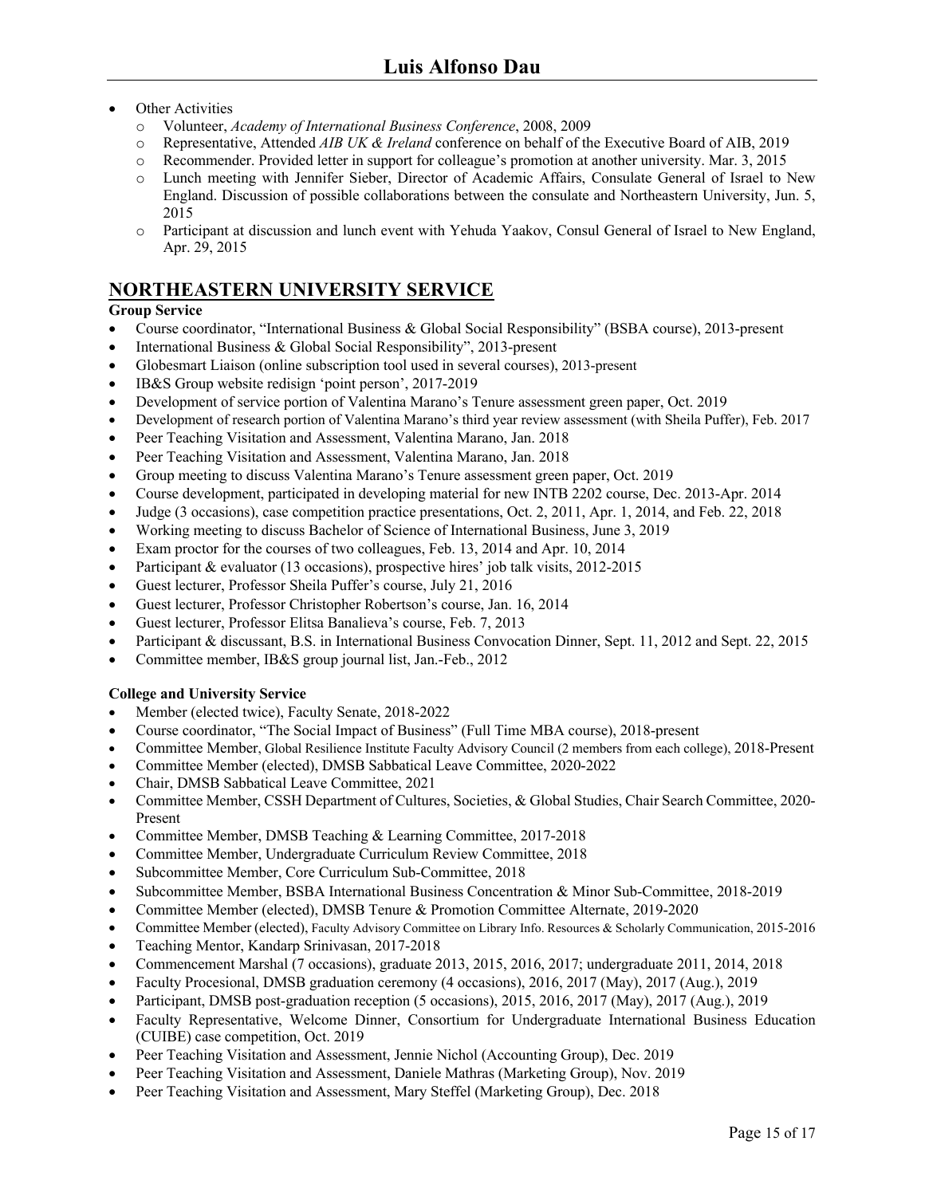- Other Activities
  - Volunteer, *Academy of International Business Conference*, 2008, 2009
  - Representative, Attended *AIB UK & Ireland* conference on behalf of the Executive Board of AIB, 2019
  - Recommender. Provided letter in support for colleague's promotion at another university. Mar. 3, 2015
  - Lunch meeting with Jennifer Sieber, Director of Academic Affairs, Consulate General of Israel to New England. Discussion of possible collaborations between the consulate and Northeastern University, Jun. 5, 2015
  - Participant at discussion and lunch event with Yehuda Yaakov, Consul General of Israel to New England, Apr. 29, 2015

## NORTHEASTERN UNIVERSITY SERVICE

**Group Service**

- Course coordinator, "International Business & Global Social Responsibility" (BSBA course), 2013-present
- International Business & Global Social Responsibility", 2013-present
- Globesmart Liaison (online subscription tool used in several courses), 2013-present
- IB&S Group website redisign 'point person', 2017-2019
- Development of service portion of Valentina Marano's Tenure assessment green paper, Oct. 2019
- Development of research portion of Valentina Marano's third year review assessment (with Sheila Puffer), Feb. 2017
- Peer Teaching Visitation and Assessment, Valentina Marano, Jan. 2018
- Peer Teaching Visitation and Assessment, Valentina Marano, Jan. 2018
- Group meeting to discuss Valentina Marano's Tenure assessment green paper, Oct. 2019
- Course development, participated in developing material for new INTB 2202 course, Dec. 2013-Apr. 2014
- Judge (3 occasions), case competition practice presentations, Oct. 2, 2011, Apr. 1, 2014, and Feb. 22, 2018
- Working meeting to discuss Bachelor of Science of International Business, June 3, 2019
- Exam proctor for the courses of two colleagues, Feb. 13, 2014 and Apr. 10, 2014
- Participant & evaluator (13 occasions), prospective hires' job talk visits, 2012-2015
- Guest lecturer, Professor Sheila Puffer's course, July 21, 2016
- Guest lecturer, Professor Christopher Robertson's course, Jan. 16, 2014
- Guest lecturer, Professor Elitsa Banalieva's course, Feb. 7, 2013
- Participant & discussant, B.S. in International Business Convocation Dinner, Sept. 11, 2012 and Sept. 22, 2015
- Committee member, IB&S group journal list, Jan.-Feb., 2012

**College and University Service**

- Member (elected twice), Faculty Senate, 2018-2022
- Course coordinator, "The Social Impact of Business" (Full Time MBA course), 2018-present
- Committee Member, Global Resilience Institute Faculty Advisory Council (2 members from each college), 2018-Present
- Committee Member (elected), DMSB Sabbatical Leave Committee, 2020-2022
- Chair, DMSB Sabbatical Leave Committee, 2021
- Committee Member, CSSH Department of Cultures, Societies, & Global Studies, Chair Search Committee, 2020-Present
- Committee Member, DMSB Teaching & Learning Committee, 2017-2018
- Committee Member, Undergraduate Curriculum Review Committee, 2018
- Subcommittee Member, Core Curriculum Sub-Committee, 2018
- Subcommittee Member, BSBA International Business Concentration & Minor Sub-Committee, 2018-2019
- Committee Member (elected), DMSB Tenure & Promotion Committee Alternate, 2019-2020
- Committee Member (elected), Faculty Advisory Committee on Library Info. Resources & Scholarly Communication, 2015-2016
- Teaching Mentor, Kandarp Srinivasan, 2017-2018
- Commencement Marshal (7 occasions), graduate 2013, 2015, 2016, 2017; undergraduate 2011, 2014, 2018
- Faculty Procesional, DMSB graduation ceremony (4 occasions), 2016, 2017 (May), 2017 (Aug.), 2019
- Participant, DMSB post-graduation reception (5 occasions), 2015, 2016, 2017 (May), 2017 (Aug.), 2019
- Faculty Representative, Welcome Dinner, Consortium for Undergraduate International Business Education (CUIBE) case competition, Oct. 2019
- Peer Teaching Visitation and Assessment, Jennie Nichol (Accounting Group), Dec. 2019
- Peer Teaching Visitation and Assessment, Daniele Mathras (Marketing Group), Nov. 2019
- Peer Teaching Visitation and Assessment, Mary Steffel (Marketing Group), Dec. 2018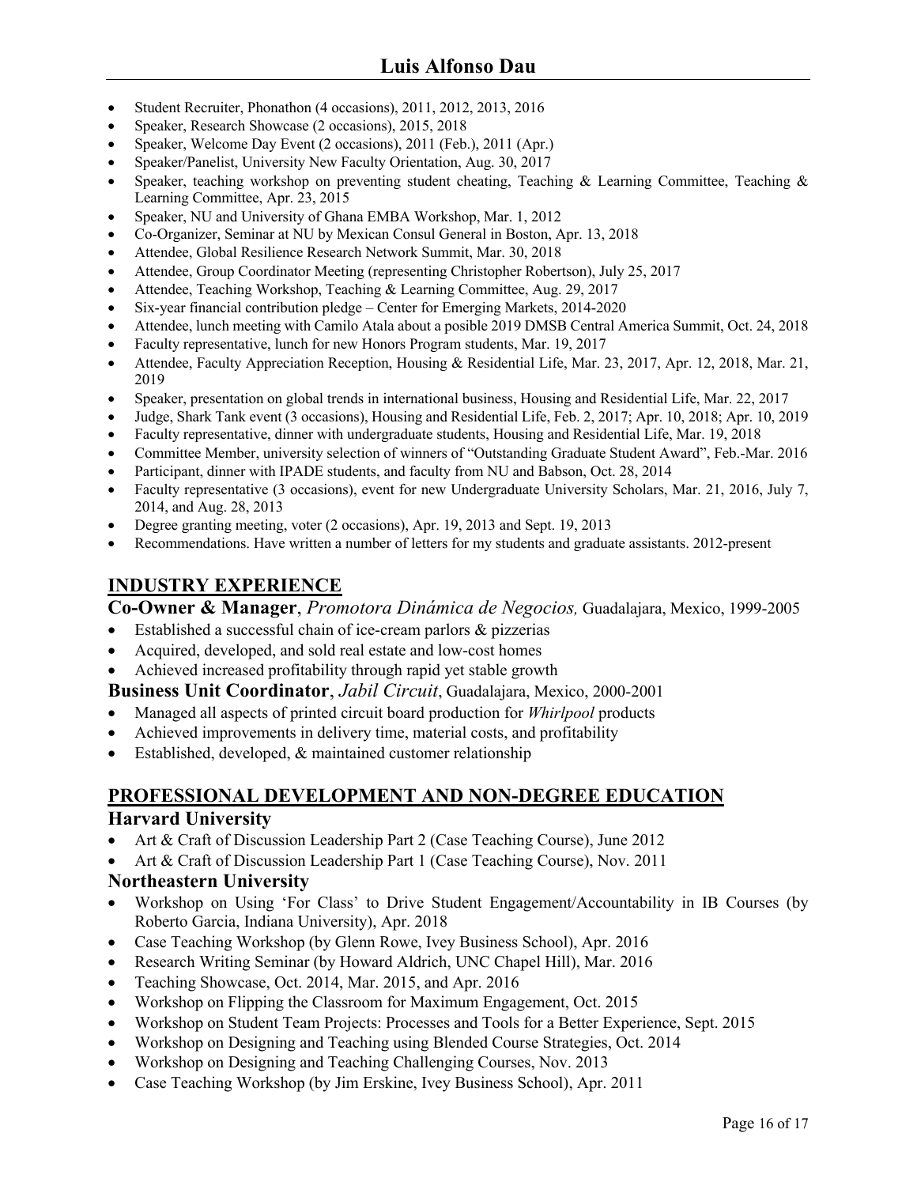- Student Recruiter, Phonathon (4 occasions), 2011, 2012, 2013, 2016
- Speaker, Research Showcase (2 occasions), 2015, 2018
- Speaker, Welcome Day Event (2 occasions), 2011 (Feb.), 2011 (Apr.)
- Speaker/Panelist, University New Faculty Orientation, Aug. 30, 2017
- Speaker, teaching workshop on preventing student cheating, Teaching & Learning Committee, Teaching & Learning Committee, Apr. 23, 2015
- Speaker, NU and University of Ghana EMBA Workshop, Mar. 1, 2012
- Co-Organizer, Seminar at NU by Mexican Consul General in Boston, Apr. 13, 2018
- Attendee, Global Resilience Research Network Summit, Mar. 30, 2018
- Attendee, Group Coordinator Meeting (representing Christopher Robertson), July 25, 2017
- Attendee, Teaching Workshop, Teaching & Learning Committee, Aug. 29, 2017
- Six-year financial contribution pledge – Center for Emerging Markets, 2014-2020
- Attendee, lunch meeting with Camilo Atala about a posible 2019 DMSB Central America Summit, Oct. 24, 2018
- Faculty representative, lunch for new Honors Program students, Mar. 19, 2017
- Attendee, Faculty Appreciation Reception, Housing & Residential Life, Mar. 23, 2017, Apr. 12, 2018, Mar. 21, 2019
- Speaker, presentation on global trends in international business, Housing and Residential Life, Mar. 22, 2017
- Judge, Shark Tank event (3 occasions), Housing and Residential Life, Feb. 2, 2017; Apr. 10, 2018; Apr. 10, 2019
- Faculty representative, dinner with undergraduate students, Housing and Residential Life, Mar. 19, 2018
- Committee Member, university selection of winners of "Outstanding Graduate Student Award", Feb.-Mar. 2016
- Participant, dinner with IPADE students, and faculty from NU and Babson, Oct. 28, 2014
- Faculty representative (3 occasions), event for new Undergraduate University Scholars, Mar. 21, 2016, July 7, 2014, and Aug. 28, 2013
- Degree granting meeting, voter (2 occasions), Apr. 19, 2013 and Sept. 19, 2013
- Recommendations. Have written a number of letters for my students and graduate assistants. 2012-present

## INDUSTRY EXPERIENCE

**Co-Owner & Manager**, *Promotora Dinámica de Negocios,* Guadalajara, Mexico, 1999-2005

- Established a successful chain of ice-cream parlors & pizzerias
- Acquired, developed, and sold real estate and low-cost homes
- Achieved increased profitability through rapid yet stable growth

**Business Unit Coordinator**, *Jabil Circuit*, Guadalajara, Mexico, 2000-2001

- Managed all aspects of printed circuit board production for *Whirlpool* products
- Achieved improvements in delivery time, material costs, and profitability
- Established, developed, & maintained customer relationship

## PROFESSIONAL DEVELOPMENT AND NON-DEGREE EDUCATION

### Harvard University

- Art & Craft of Discussion Leadership Part 2 (Case Teaching Course), June 2012
- Art & Craft of Discussion Leadership Part 1 (Case Teaching Course), Nov. 2011

### Northeastern University

- Workshop on Using 'For Class' to Drive Student Engagement/Accountability in IB Courses (by Roberto Garcia, Indiana University), Apr. 2018
- Case Teaching Workshop (by Glenn Rowe, Ivey Business School), Apr. 2016
- Research Writing Seminar (by Howard Aldrich, UNC Chapel Hill), Mar. 2016
- Teaching Showcase, Oct. 2014, Mar. 2015, and Apr. 2016
- Workshop on Flipping the Classroom for Maximum Engagement, Oct. 2015
- Workshop on Student Team Projects: Processes and Tools for a Better Experience, Sept. 2015
- Workshop on Designing and Teaching using Blended Course Strategies, Oct. 2014
- Workshop on Designing and Teaching Challenging Courses, Nov. 2013
- Case Teaching Workshop (by Jim Erskine, Ivey Business School), Apr. 2011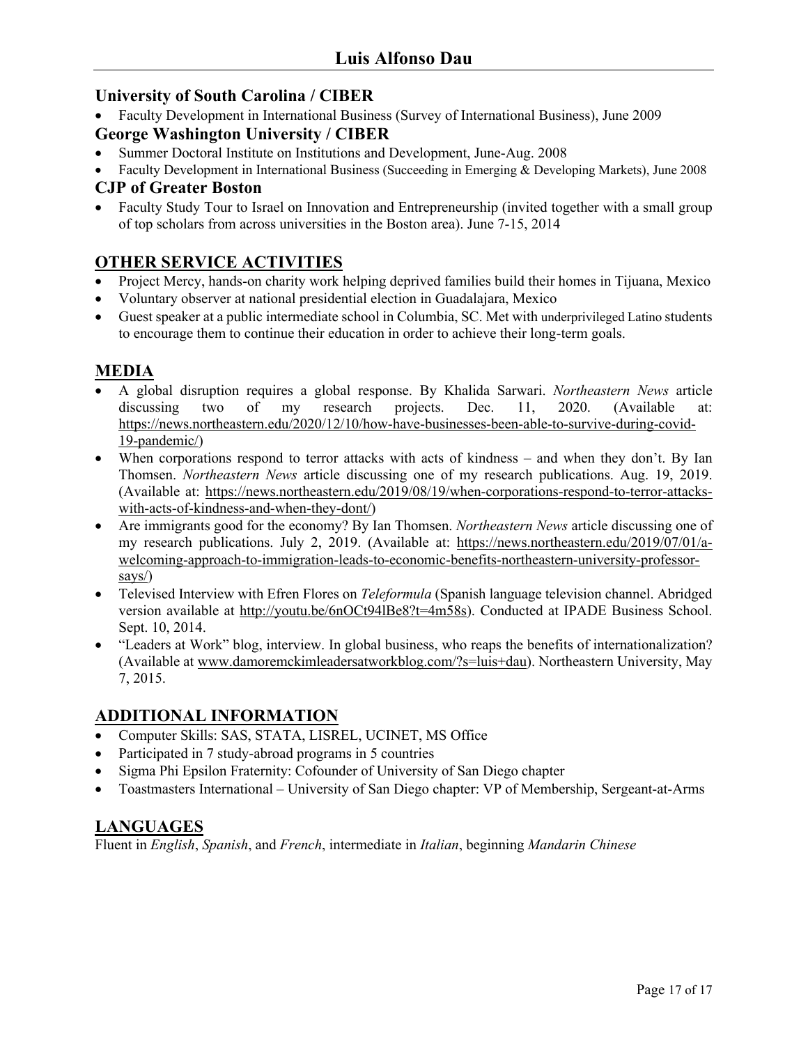### University of South Carolina / CIBER

- Faculty Development in International Business (Survey of International Business), June 2009

### George Washington University / CIBER

- Summer Doctoral Institute on Institutions and Development, June-Aug. 2008
- Faculty Development in International Business (Succeeding in Emerging & Developing Markets), June 2008

### CJP of Greater Boston

- Faculty Study Tour to Israel on Innovation and Entrepreneurship (invited together with a small group of top scholars from across universities in the Boston area). June 7-15, 2014

## OTHER SERVICE ACTIVITIES

- Project Mercy, hands-on charity work helping deprived families build their homes in Tijuana, Mexico
- Voluntary observer at national presidential election in Guadalajara, Mexico
- Guest speaker at a public intermediate school in Columbia, SC. Met with underprivileged Latino students to encourage them to continue their education in order to achieve their long-term goals.

## MEDIA

- A global disruption requires a global response. By Khalida Sarwari. *Northeastern News* article discussing two of my research projects. Dec. 11, 2020. (Available at: https://news.northeastern.edu/2020/12/10/how-have-businesses-been-able-to-survive-during-covid-19-pandemic/)
- When corporations respond to terror attacks with acts of kindness – and when they don't. By Ian Thomsen. *Northeastern News* article discussing one of my research publications. Aug. 19, 2019. (Available at: https://news.northeastern.edu/2019/08/19/when-corporations-respond-to-terror-attacks-with-acts-of-kindness-and-when-they-dont/)
- Are immigrants good for the economy? By Ian Thomsen. *Northeastern News* article discussing one of my research publications. July 2, 2019. (Available at: https://news.northeastern.edu/2019/07/01/a-welcoming-approach-to-immigration-leads-to-economic-benefits-northeastern-university-professor-says/)
- Televised Interview with Efren Flores on *Teleformula* (Spanish language television channel. Abridged version available at http://youtu.be/6nOCt94lBe8?t=4m58s). Conducted at IPADE Business School. Sept. 10, 2014.
- "Leaders at Work" blog, interview. In global business, who reaps the benefits of internationalization? (Available at www.damoremckimleadersatworkblog.com/?s=luis+dau). Northeastern University, May 7, 2015.

## ADDITIONAL INFORMATION

- Computer Skills: SAS, STATA, LISREL, UCINET, MS Office
- Participated in 7 study-abroad programs in 5 countries
- Sigma Phi Epsilon Fraternity: Cofounder of University of San Diego chapter
- Toastmasters International – University of San Diego chapter: VP of Membership, Sergeant-at-Arms

## LANGUAGES

Fluent in *English*, *Spanish*, and *French*, intermediate in *Italian*, beginning *Mandarin Chinese*